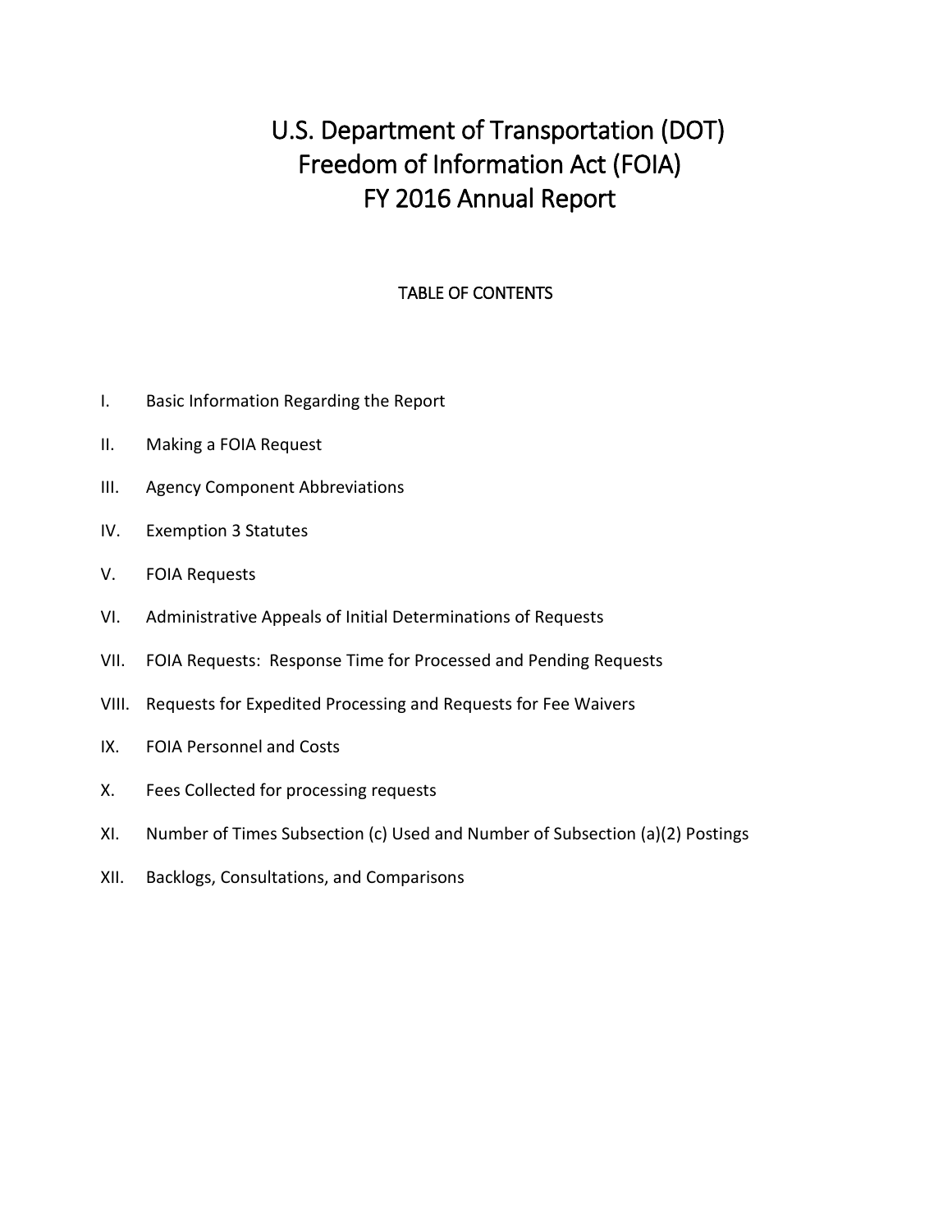# U.S. Department of Transportation (DOT) Freedom of Information Act (FOIA) FY 2016 Annual Report

## TABLE OF CONTENTS

I. Basic Information Regarding the Report

II. Making a FOIA Request

III. Agency Component Abbreviations

IV. Exemption 3 Statutes

V. FOIA Requests

VI. Administrative Appeals of Initial Determinations of Requests

VII. FOIA Requests: Response Time for Processed and Pending Requests

VIII. Requests for Expedited Processing and Requests for Fee Waivers

IX. FOIA Personnel and Costs

X. Fees Collected for processing requests

XI. Number of Times Subsection (c) Used and Number of Subsection (a)(2) Postings

XII. Backlogs, Consultations, and Comparisons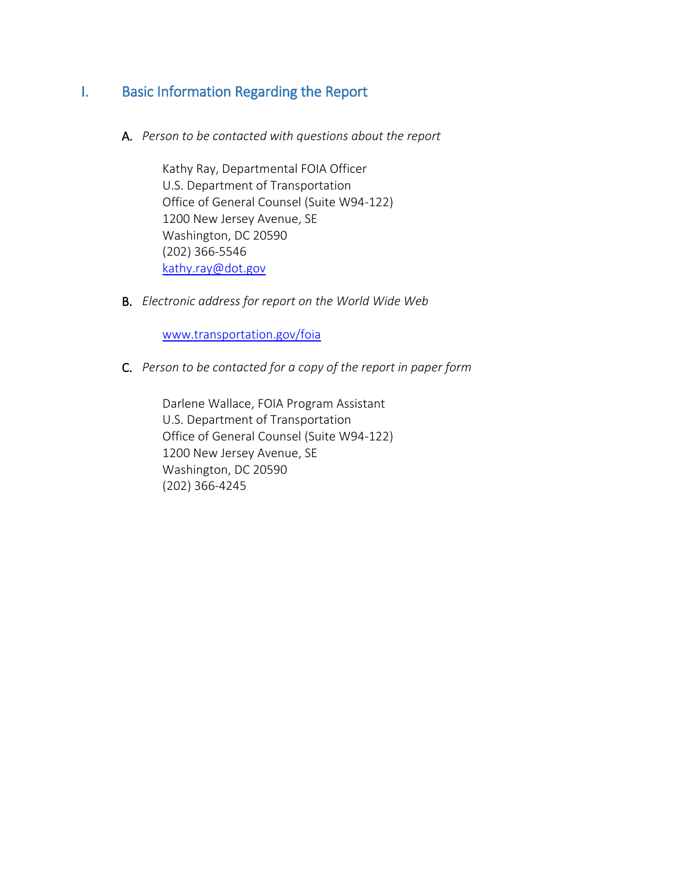# I. Basic Information Regarding the Report

A. *Person to be contacted with questions about the report*

Kathy Ray, Departmental FOIA Officer
U.S. Department of Transportation
Office of General Counsel (Suite W94-122)
1200 New Jersey Avenue, SE
Washington, DC 20590
(202) 366-5546
kathy.ray@dot.gov

B. *Electronic address for report on the World Wide Web*

www.transportation.gov/foia

C. *Person to be contacted for a copy of the report in paper form*

Darlene Wallace, FOIA Program Assistant
U.S. Department of Transportation
Office of General Counsel (Suite W94-122)
1200 New Jersey Avenue, SE
Washington, DC 20590
(202) 366-4245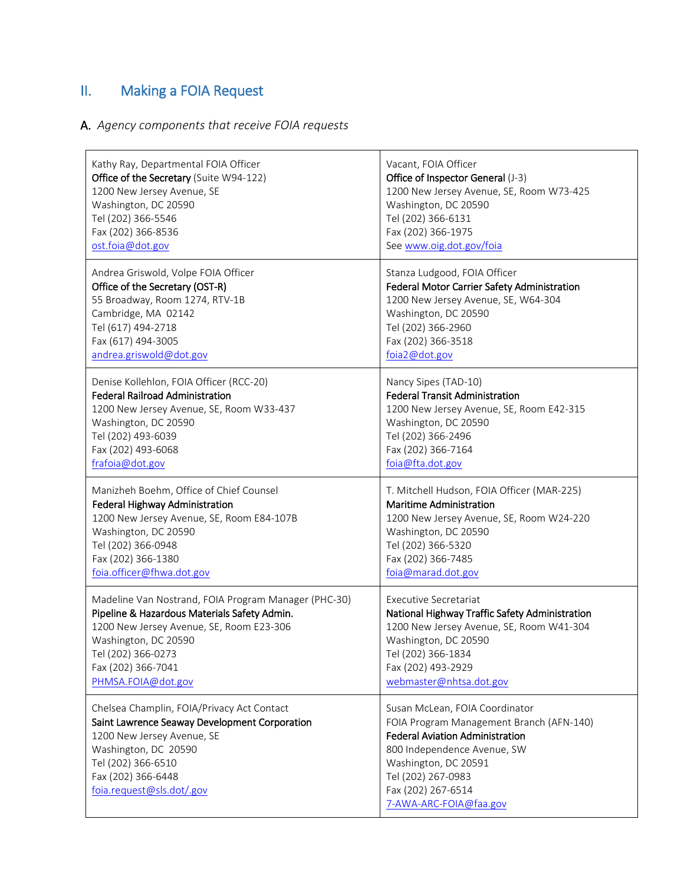## II. Making a FOIA Request

### A. *Agency components that receive FOIA requests*

| | |
|---|---|
| Kathy Ray, Departmental FOIA Officer<br>**Office of the Secretary** (Suite W94-122)<br>1200 New Jersey Avenue, SE<br>Washington, DC 20590<br>Tel (202) 366-5546<br>Fax (202) 366-8536<br>ost.foia@dot.gov | Vacant, FOIA Officer<br>**Office of Inspector General** (J-3)<br>1200 New Jersey Avenue, SE, Room W73-425<br>Washington, DC 20590<br>Tel (202) 366-6131<br>Fax (202) 366-1975<br>See www.oig.dot.gov/foia |
| Andrea Griswold, Volpe FOIA Officer<br>**Office of the Secretary (OST-R)**<br>55 Broadway, Room 1274, RTV-1B<br>Cambridge, MA 02142<br>Tel (617) 494-2718<br>Fax (617) 494-3005<br>andrea.griswold@dot.gov | Stanza Ludgood, FOIA Officer<br>**Federal Motor Carrier Safety Administration**<br>1200 New Jersey Avenue, SE, W64-304<br>Washington, DC 20590<br>Tel (202) 366-2960<br>Fax (202) 366-3518<br>foia2@dot.gov |
| Denise Kollehlon, FOIA Officer (RCC-20)<br>**Federal Railroad Administration**<br>1200 New Jersey Avenue, SE, Room W33-437<br>Washington, DC 20590<br>Tel (202) 493-6039<br>Fax (202) 493-6068<br>frafoia@dot.gov | Nancy Sipes (TAD-10)<br>**Federal Transit Administration**<br>1200 New Jersey Avenue, SE, Room E42-315<br>Washington, DC 20590<br>Tel (202) 366-2496<br>Fax (202) 366-7164<br>foia@fta.dot.gov |
| Manizheh Boehm, Office of Chief Counsel<br>**Federal Highway Administration**<br>1200 New Jersey Avenue, SE, Room E84-107B<br>Washington, DC 20590<br>Tel (202) 366-0948<br>Fax (202) 366-1380<br>foia.officer@fhwa.dot.gov | T. Mitchell Hudson, FOIA Officer (MAR-225)<br>**Maritime Administration**<br>1200 New Jersey Avenue, SE, Room W24-220<br>Washington, DC 20590<br>Tel (202) 366-5320<br>Fax (202) 366-7485<br>foia@marad.dot.gov |
| Madeline Van Nostrand, FOIA Program Manager (PHC-30)<br>**Pipeline & Hazardous Materials Safety Admin.**<br>1200 New Jersey Avenue, SE, Room E23-306<br>Washington, DC 20590<br>Tel (202) 366-0273<br>Fax (202) 366-7041<br>PHMSA.FOIA@dot.gov | Executive Secretariat<br>**National Highway Traffic Safety Administration**<br>1200 New Jersey Avenue, SE, Room W41-304<br>Washington, DC 20590<br>Tel (202) 366-1834<br>Fax (202) 493-2929<br>webmaster@nhtsa.dot.gov |
| Chelsea Champlin, FOIA/Privacy Act Contact<br>**Saint Lawrence Seaway Development Corporation**<br>1200 New Jersey Avenue, SE<br>Washington, DC 20590<br>Tel (202) 366-6510<br>Fax (202) 366-6448<br>foia.request@sls.dot/.gov | Susan McLean, FOIA Coordinator<br>FOIA Program Management Branch (AFN-140)<br>**Federal Aviation Administration**<br>800 Independence Avenue, SW<br>Washington, DC 20591<br>Tel (202) 267-0983<br>Fax (202) 267-6514<br>7-AWA-ARC-FOIA@faa.gov |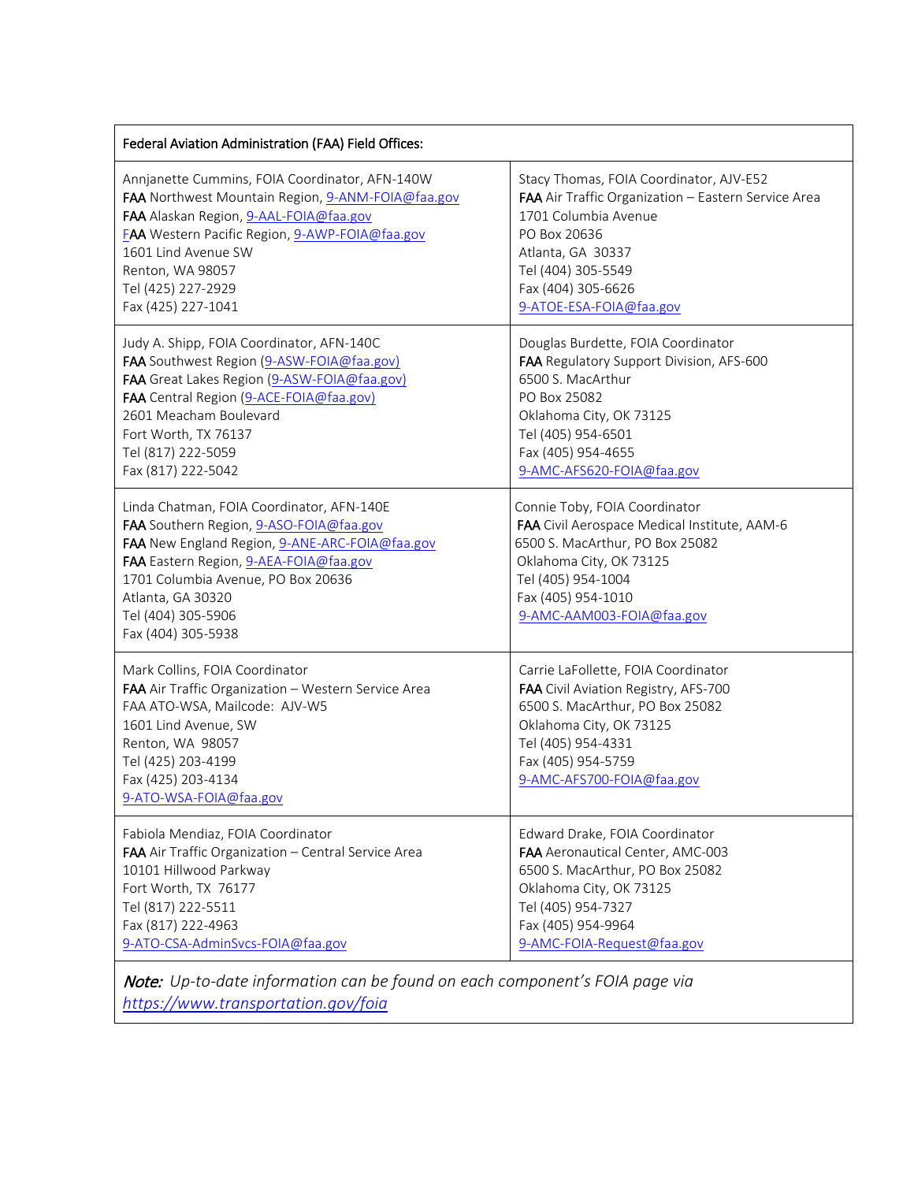| Federal Aviation Administration (FAA) Field Offices: | |
|---|---|
| Annjanette Cummins, FOIA Coordinator, AFN-140W<br>**FAA** Northwest Mountain Region, 9-ANM-FOIA@faa.gov<br>**FAA** Alaskan Region, 9-AAL-FOIA@faa.gov<br>**FAA** Western Pacific Region, 9-AWP-FOIA@faa.gov<br>1601 Lind Avenue SW<br>Renton, WA 98057<br>Tel (425) 227-2929<br>Fax (425) 227-1041 | Stacy Thomas, FOIA Coordinator, AJV-E52<br>**FAA** Air Traffic Organization – Eastern Service Area<br>1701 Columbia Avenue<br>PO Box 20636<br>Atlanta, GA 30337<br>Tel (404) 305-5549<br>Fax (404) 305-6626<br>9-ATOE-ESA-FOIA@faa.gov |
| Judy A. Shipp, FOIA Coordinator, AFN-140C<br>**FAA** Southwest Region (9-ASW-FOIA@faa.gov)<br>**FAA** Great Lakes Region (9-ASW-FOIA@faa.gov)<br>**FAA** Central Region (9-ACE-FOIA@faa.gov)<br>2601 Meacham Boulevard<br>Fort Worth, TX 76137<br>Tel (817) 222-5059<br>Fax (817) 222-5042 | Douglas Burdette, FOIA Coordinator<br>**FAA** Regulatory Support Division, AFS-600<br>6500 S. MacArthur<br>PO Box 25082<br>Oklahoma City, OK 73125<br>Tel (405) 954-6501<br>Fax (405) 954-4655<br>9-AMC-AFS620-FOIA@faa.gov |
| Linda Chatman, FOIA Coordinator, AFN-140E<br>**FAA** Southern Region, 9-ASO-FOIA@faa.gov<br>**FAA** New England Region, 9-ANE-ARC-FOIA@faa.gov<br>**FAA** Eastern Region, 9-AEA-FOIA@faa.gov<br>1701 Columbia Avenue, PO Box 20636<br>Atlanta, GA 30320<br>Tel (404) 305-5906<br>Fax (404) 305-5938 | Connie Toby, FOIA Coordinator<br>**FAA** Civil Aerospace Medical Institute, AAM-6<br>6500 S. MacArthur, PO Box 25082<br>Oklahoma City, OK 73125<br>Tel (405) 954-1004<br>Fax (405) 954-1010<br>9-AMC-AAM003-FOIA@faa.gov |
| Mark Collins, FOIA Coordinator<br>**FAA** Air Traffic Organization – Western Service Area<br>FAA ATO-WSA, Mailcode: AJV-W5<br>1601 Lind Avenue, SW<br>Renton, WA 98057<br>Tel (425) 203-4199<br>Fax (425) 203-4134<br>9-ATO-WSA-FOIA@faa.gov | Carrie LaFollette, FOIA Coordinator<br>**FAA** Civil Aviation Registry, AFS-700<br>6500 S. MacArthur, PO Box 25082<br>Oklahoma City, OK 73125<br>Tel (405) 954-4331<br>Fax (405) 954-5759<br>9-AMC-AFS700-FOIA@faa.gov |
| Fabiola Mendiaz, FOIA Coordinator<br>**FAA** Air Traffic Organization – Central Service Area<br>10101 Hillwood Parkway<br>Fort Worth, TX 76177<br>Tel (817) 222-5511<br>Fax (817) 222-4963<br>9-ATO-CSA-AdminSvcs-FOIA@faa.gov | Edward Drake, FOIA Coordinator<br>**FAA** Aeronautical Center, AMC-003<br>6500 S. MacArthur, PO Box 25082<br>Oklahoma City, OK 73125<br>Tel (405) 954-7327<br>Fax (405) 954-9964<br>9-AMC-FOIA-Request@faa.gov |
| ***Note:*** *Up-to-date information can be found on each component's FOIA page via https://www.transportation.gov/foia* | |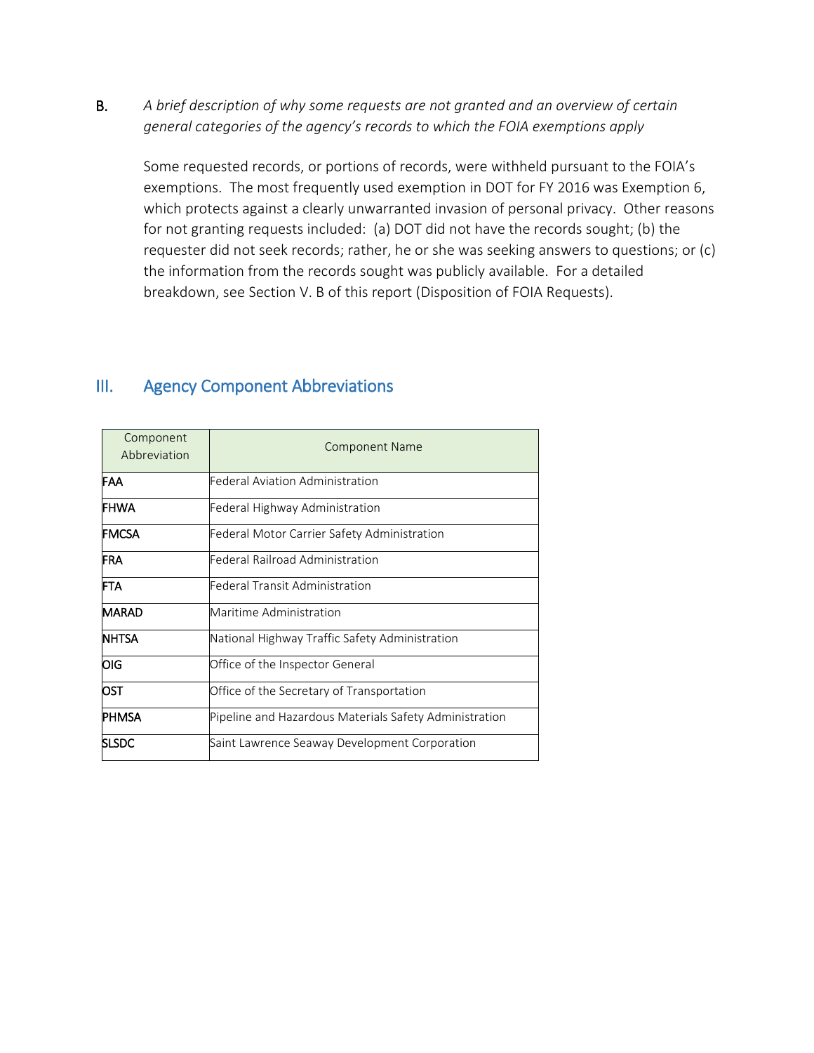**B.** *A brief description of why some requests are not granted and an overview of certain general categories of the agency's records to which the FOIA exemptions apply*

Some requested records, or portions of records, were withheld pursuant to the FOIA's exemptions. The most frequently used exemption in DOT for FY 2016 was Exemption 6, which protects against a clearly unwarranted invasion of personal privacy. Other reasons for not granting requests included: (a) DOT did not have the records sought; (b) the requester did not seek records; rather, he or she was seeking answers to questions; or (c) the information from the records sought was publicly available. For a detailed breakdown, see Section V. B of this report (Disposition of FOIA Requests).

## III. Agency Component Abbreviations

| Component Abbreviation | Component Name |
|---|---|
| FAA | Federal Aviation Administration |
| FHWA | Federal Highway Administration |
| FMCSA | Federal Motor Carrier Safety Administration |
| FRA | Federal Railroad Administration |
| FTA | Federal Transit Administration |
| MARAD | Maritime Administration |
| NHTSA | National Highway Traffic Safety Administration |
| OIG | Office of the Inspector General |
| OST | Office of the Secretary of Transportation |
| PHMSA | Pipeline and Hazardous Materials Safety Administration |
| SLSDC | Saint Lawrence Seaway Development Corporation |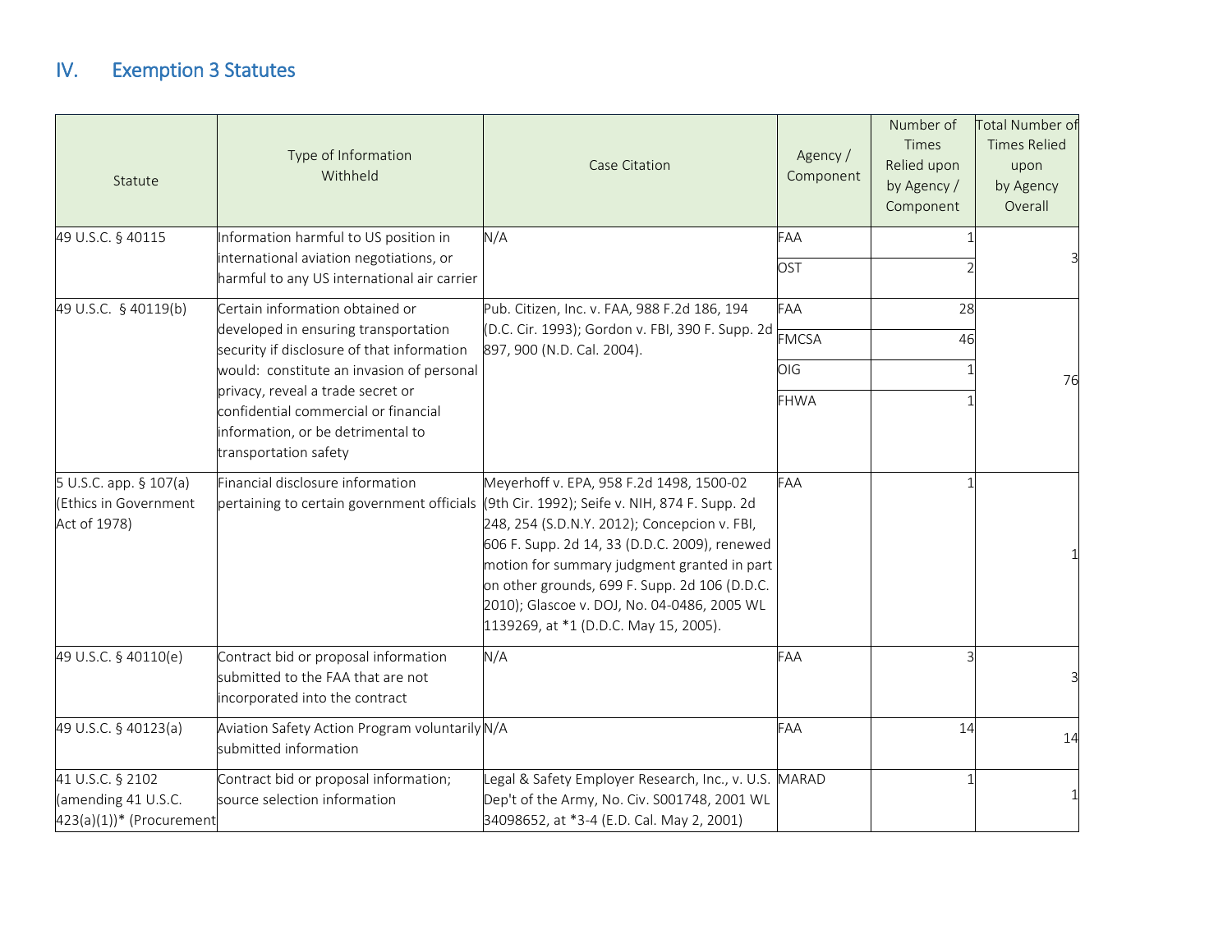## IV. Exemption 3 Statutes

| Statute | Type of Information Withheld | Case Citation | Agency / Component | Number of Times Relied upon by Agency / Component | Total Number of Times Relied upon by Agency Overall |
|---|---|---|---|---|---|
| 49 U.S.C. § 40115 | Information harmful to US position in international aviation negotiations, or harmful to any US international air carrier | N/A | FAA | 1 | 3 |
| | | | OST | 2 | |
| 49 U.S.C. § 40119(b) | Certain information obtained or developed in ensuring transportation security if disclosure of that information would: constitute an invasion of personal privacy, reveal a trade secret or confidential commercial or financial information, or be detrimental to transportation safety | Pub. Citizen, Inc. v. FAA, 988 F.2d 186, 194 (D.C. Cir. 1993); Gordon v. FBI, 390 F. Supp. 2d 897, 900 (N.D. Cal. 2004). | FAA | 28 | 76 |
| | | | FMCSA | 46 | |
| | | | OIG | 1 | |
| | | | FHWA | 1 | |
| 5 U.S.C. app. § 107(a) (Ethics in Government Act of 1978) | Financial disclosure information pertaining to certain government officials | Meyerhoff v. EPA, 958 F.2d 1498, 1500-02 (9th Cir. 1992); Seife v. NIH, 874 F. Supp. 2d 248, 254 (S.D.N.Y. 2012); Concepcion v. FBI, 606 F. Supp. 2d 14, 33 (D.D.C. 2009), renewed motion for summary judgment granted in part on other grounds, 699 F. Supp. 2d 106 (D.D.C. 2010); Glascoe v. DOJ, No. 04-0486, 2005 WL 1139269, at *1 (D.D.C. May 15, 2005). | FAA | 1 | 1 |
| 49 U.S.C. § 40110(e) | Contract bid or proposal information submitted to the FAA that are not incorporated into the contract | N/A | FAA | 3 | 3 |
| 49 U.S.C. § 40123(a) | Aviation Safety Action Program voluntarily submitted information | N/A | FAA | 14 | 14 |
| 41 U.S.C. § 2102 (amending 41 U.S.C. 423(a)(1))* (Procurement | Contract bid or proposal information; source selection information | Legal & Safety Employer Research, Inc., v. U.S. Dep't of the Army, No. Civ. S001748, 2001 WL 34098652, at *3-4 (E.D. Cal. May 2, 2001) | MARAD | 1 | 1 |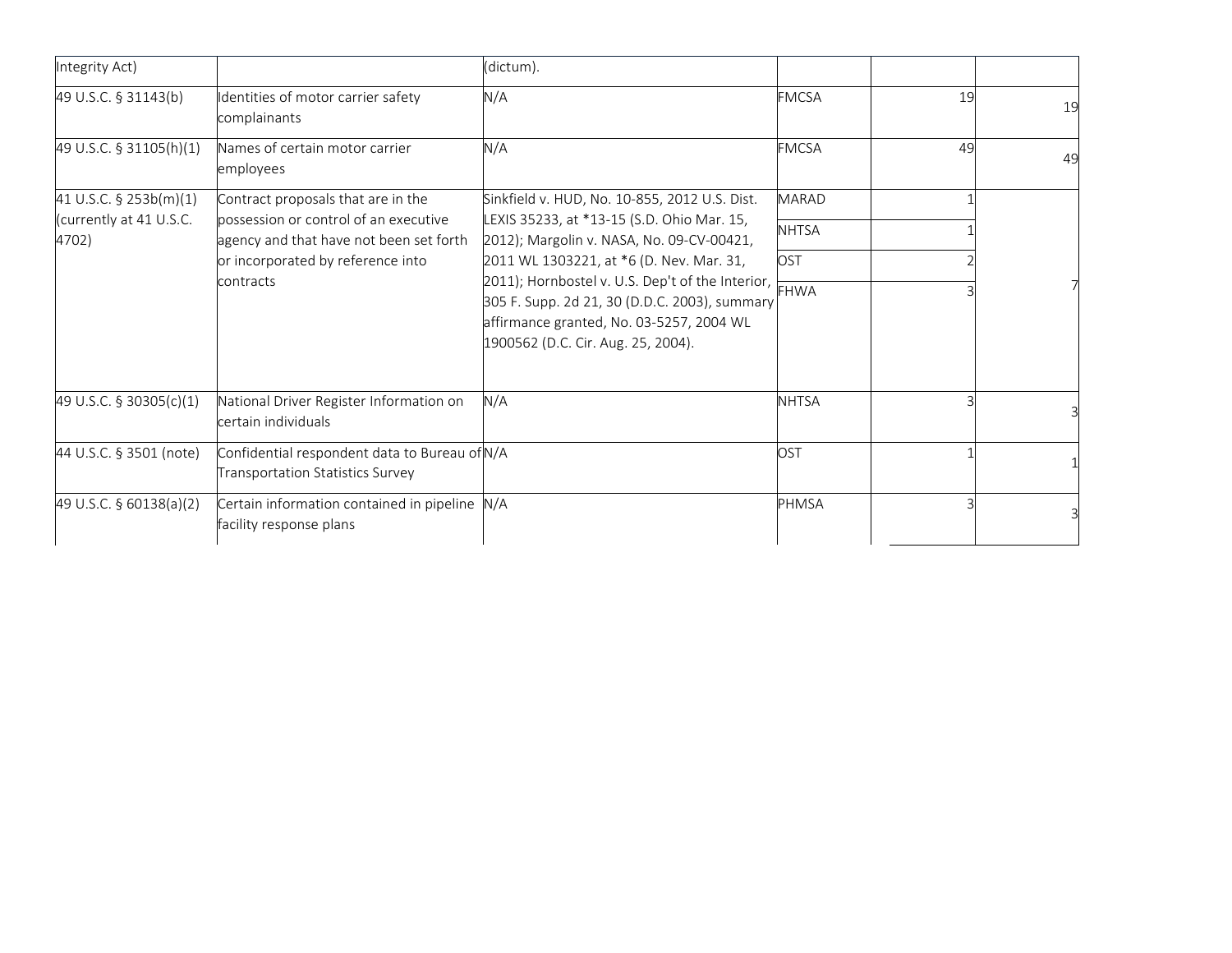| | | | | | |
|---|---|---|---|---|---|
| Integrity Act) | | (dictum). | | | |
| 49 U.S.C. § 31143(b) | Identities of motor carrier safety complainants | N/A | FMCSA | 19 | 19 |
| 49 U.S.C. § 31105(h)(1) | Names of certain motor carrier employees | N/A | FMCSA | 49 | 49 |
| 41 U.S.C. § 253b(m)(1) (currently at 41 U.S.C. 4702) | Contract proposals that are in the possession or control of an executive agency and that have not been set forth or incorporated by reference into contracts | Sinkfield v. HUD, No. 10-855, 2012 U.S. Dist. LEXIS 35233, at *13-15 (S.D. Ohio Mar. 15, 2012); Margolin v. NASA, No. 09-CV-00421, 2011 WL 1303221, at *6 (D. Nev. Mar. 31, 2011); Hornbostel v. U.S. Dep't of the Interior, 305 F. Supp. 2d 21, 30 (D.D.C. 2003), summary affirmance granted, No. 03-5257, 2004 WL 1900562 (D.C. Cir. Aug. 25, 2004). | MARAD | 1 | 7 |
| | | | NHTSA | 1 | |
| | | | OST | 2 | |
| | | | FHWA | 3 | |
| 49 U.S.C. § 30305(c)(1) | National Driver Register Information on certain individuals | N/A | NHTSA | 3 | 3 |
| 44 U.S.C. § 3501 (note) | Confidential respondent data to Bureau of Transportation Statistics Survey | N/A | OST | 1 | 1 |
| 49 U.S.C. § 60138(a)(2) | Certain information contained in pipeline facility response plans | N/A | PHMSA | 3 | 3 |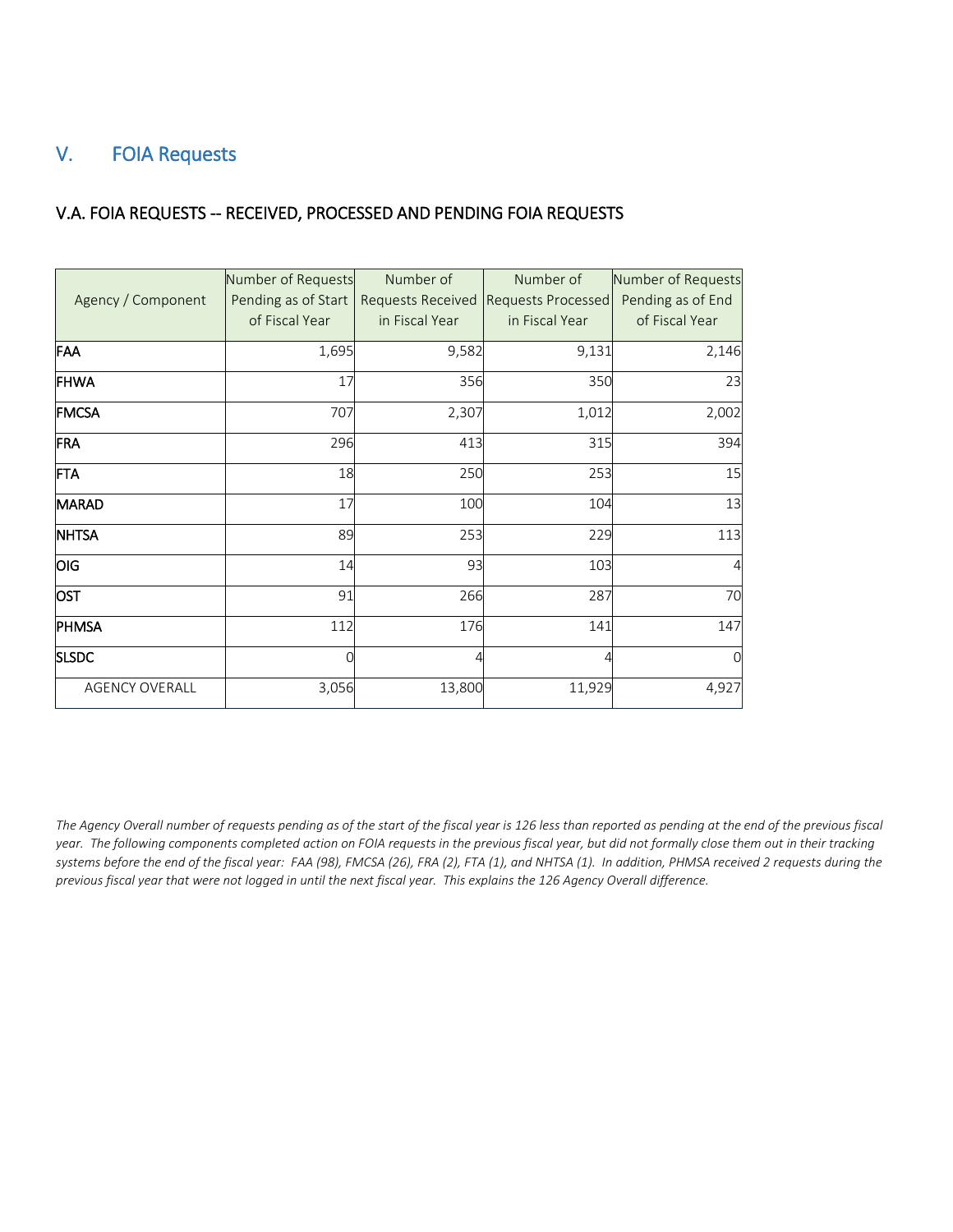## V. FOIA Requests

### V.A. FOIA REQUESTS -- RECEIVED, PROCESSED AND PENDING FOIA REQUESTS

| Agency / Component | Number of Requests Pending as of Start of Fiscal Year | Number of Requests Received in Fiscal Year | Number of Requests Processed in Fiscal Year | Number of Requests Pending as of End of Fiscal Year |
|---|---|---|---|---|
| **FAA** | 1,695 | 9,582 | 9,131 | 2,146 |
| **FHWA** | 17 | 356 | 350 | 23 |
| **FMCSA** | 707 | 2,307 | 1,012 | 2,002 |
| **FRA** | 296 | 413 | 315 | 394 |
| **FTA** | 18 | 250 | 253 | 15 |
| **MARAD** | 17 | 100 | 104 | 13 |
| **NHTSA** | 89 | 253 | 229 | 113 |
| **OIG** | 14 | 93 | 103 | 4 |
| **OST** | 91 | 266 | 287 | 70 |
| **PHMSA** | 112 | 176 | 141 | 147 |
| **SLSDC** | 0 | 4 | 4 | 0 |
| AGENCY OVERALL | 3,056 | 13,800 | 11,929 | 4,927 |

*The Agency Overall number of requests pending as of the start of the fiscal year is 126 less than reported as pending at the end of the previous fiscal year. The following components completed action on FOIA requests in the previous fiscal year, but did not formally close them out in their tracking systems before the end of the fiscal year: FAA (98), FMCSA (26), FRA (2), FTA (1), and NHTSA (1). In addition, PHMSA received 2 requests during the previous fiscal year that were not logged in until the next fiscal year. This explains the 126 Agency Overall difference.*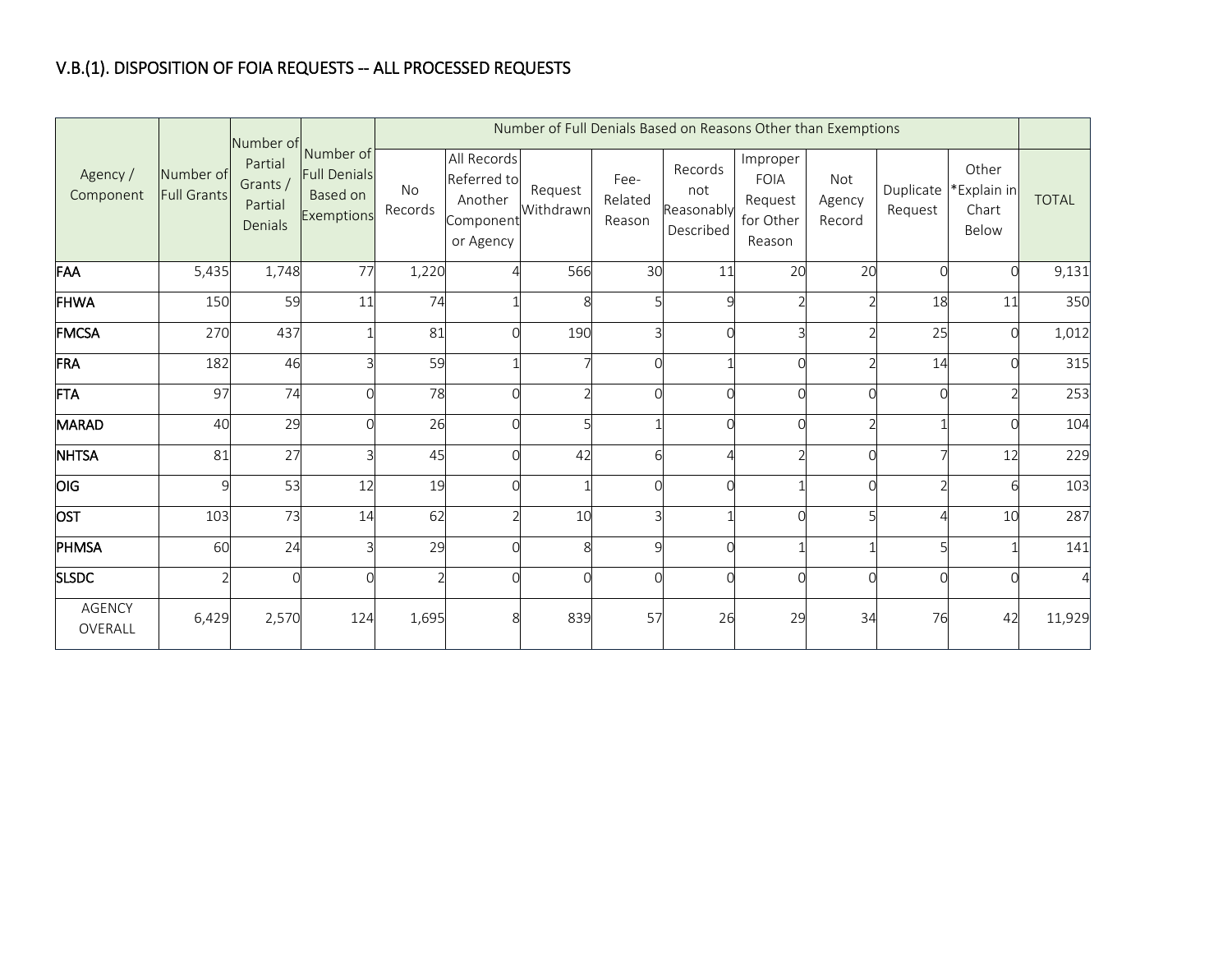## V.B.(1). DISPOSITION OF FOIA REQUESTS -- ALL PROCESSED REQUESTS

| Agency / Component | Number of Full Grants | Number of Partial Grants / Partial Denials | Number of Full Denials Based on Exemptions | Number of Full Denials Based on Reasons Other than Exemptions | | | | | | | | | TOTAL |
|---|---|---|---|---|---|---|---|---|---|---|---|---|---|
| | | | | No Records | All Records Referred to Another Component or Agency | Request Withdrawn | Fee-Related Reason | Records not Reasonably Described | Improper FOIA Request for Other Reason | Not Agency Record | Duplicate Request | Other *Explain in Chart Below | |
| **FAA** | 5,435 | 1,748 | 77 | 1,220 | 4 | 566 | 30 | 11 | 20 | 20 | 0 | 0 | 9,131 |
| **FHWA** | 150 | 59 | 11 | 74 | 1 | 8 | 5 | 9 | 2 | 2 | 18 | 11 | 350 |
| **FMCSA** | 270 | 437 | 1 | 81 | 0 | 190 | 3 | 0 | 3 | 2 | 25 | 0 | 1,012 |
| **FRA** | 182 | 46 | 3 | 59 | 1 | 7 | 0 | 1 | 0 | 2 | 14 | 0 | 315 |
| **FTA** | 97 | 74 | 0 | 78 | 0 | 2 | 0 | 0 | 0 | 0 | 0 | 2 | 253 |
| **MARAD** | 40 | 29 | 0 | 26 | 0 | 5 | 1 | 0 | 0 | 2 | 1 | 0 | 104 |
| **NHTSA** | 81 | 27 | 3 | 45 | 0 | 42 | 6 | 4 | 2 | 0 | 7 | 12 | 229 |
| **OIG** | 9 | 53 | 12 | 19 | 0 | 1 | 0 | 0 | 1 | 0 | 2 | 6 | 103 |
| **OST** | 103 | 73 | 14 | 62 | 2 | 10 | 3 | 1 | 0 | 5 | 4 | 10 | 287 |
| **PHMSA** | 60 | 24 | 3 | 29 | 0 | 8 | 9 | 0 | 1 | 1 | 5 | 1 | 141 |
| **SLSDC** | 2 | 0 | 0 | 2 | 0 | 0 | 0 | 0 | 0 | 0 | 0 | 0 | 4 |
| AGENCY OVERALL | 6,429 | 2,570 | 124 | 1,695 | 8 | 839 | 57 | 26 | 29 | 34 | 76 | 42 | 11,929 |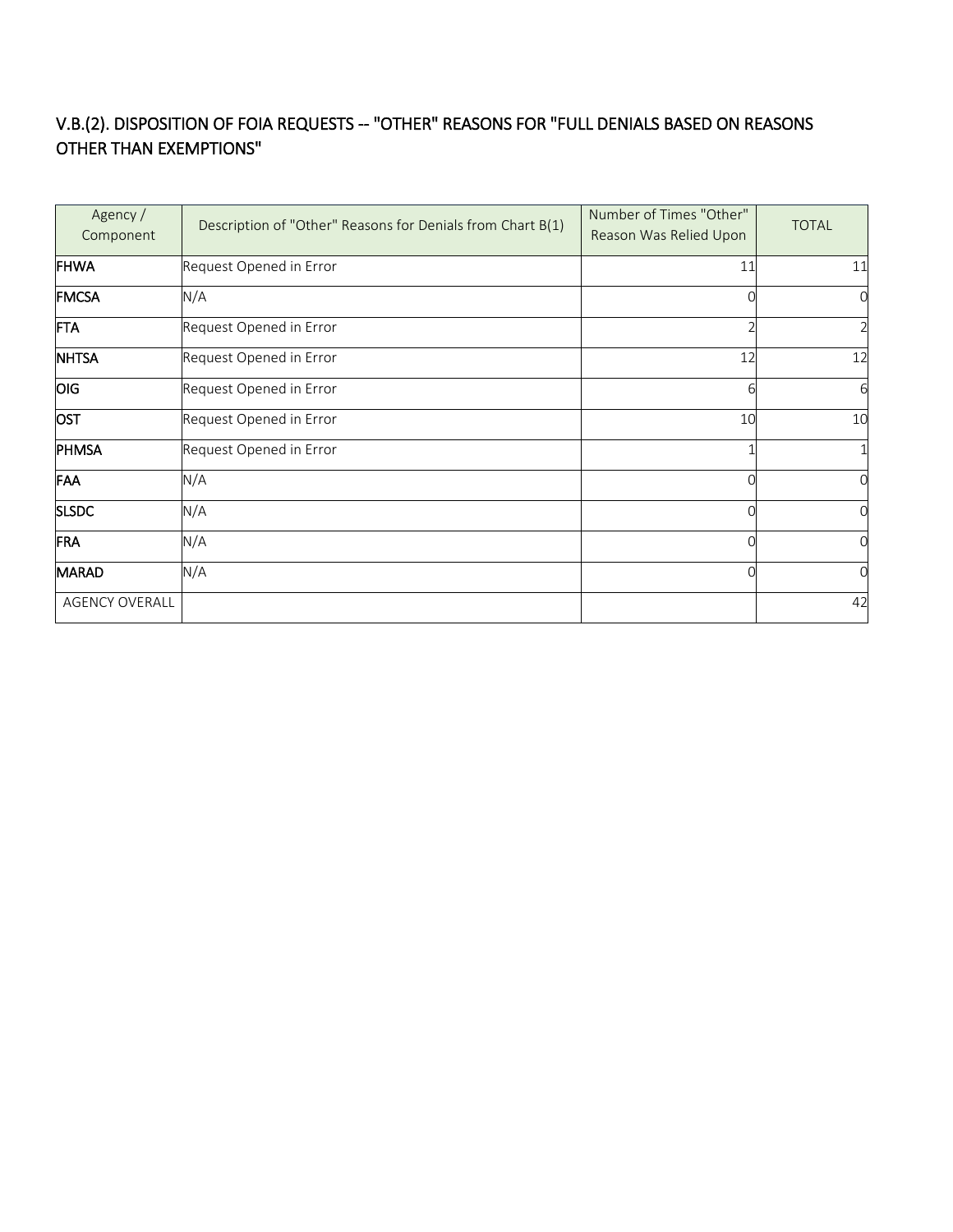## V.B.(2). DISPOSITION OF FOIA REQUESTS -- "OTHER" REASONS FOR "FULL DENIALS BASED ON REASONS OTHER THAN EXEMPTIONS"

| Agency / Component | Description of "Other" Reasons for Denials from Chart B(1) | Number of Times "Other" Reason Was Relied Upon | TOTAL |
|---|---|---|---|
| **FHWA** | Request Opened in Error | 11 | 11 |
| **FMCSA** | N/A | 0 | 0 |
| **FTA** | Request Opened in Error | 2 | 2 |
| **NHTSA** | Request Opened in Error | 12 | 12 |
| **OIG** | Request Opened in Error | 6 | 6 |
| **OST** | Request Opened in Error | 10 | 10 |
| **PHMSA** | Request Opened in Error | 1 | 1 |
| **FAA** | N/A | 0 | 0 |
| **SLSDC** | N/A | 0 | 0 |
| **FRA** | N/A | 0 | 0 |
| **MARAD** | N/A | 0 | 0 |
| AGENCY OVERALL | | | 42 |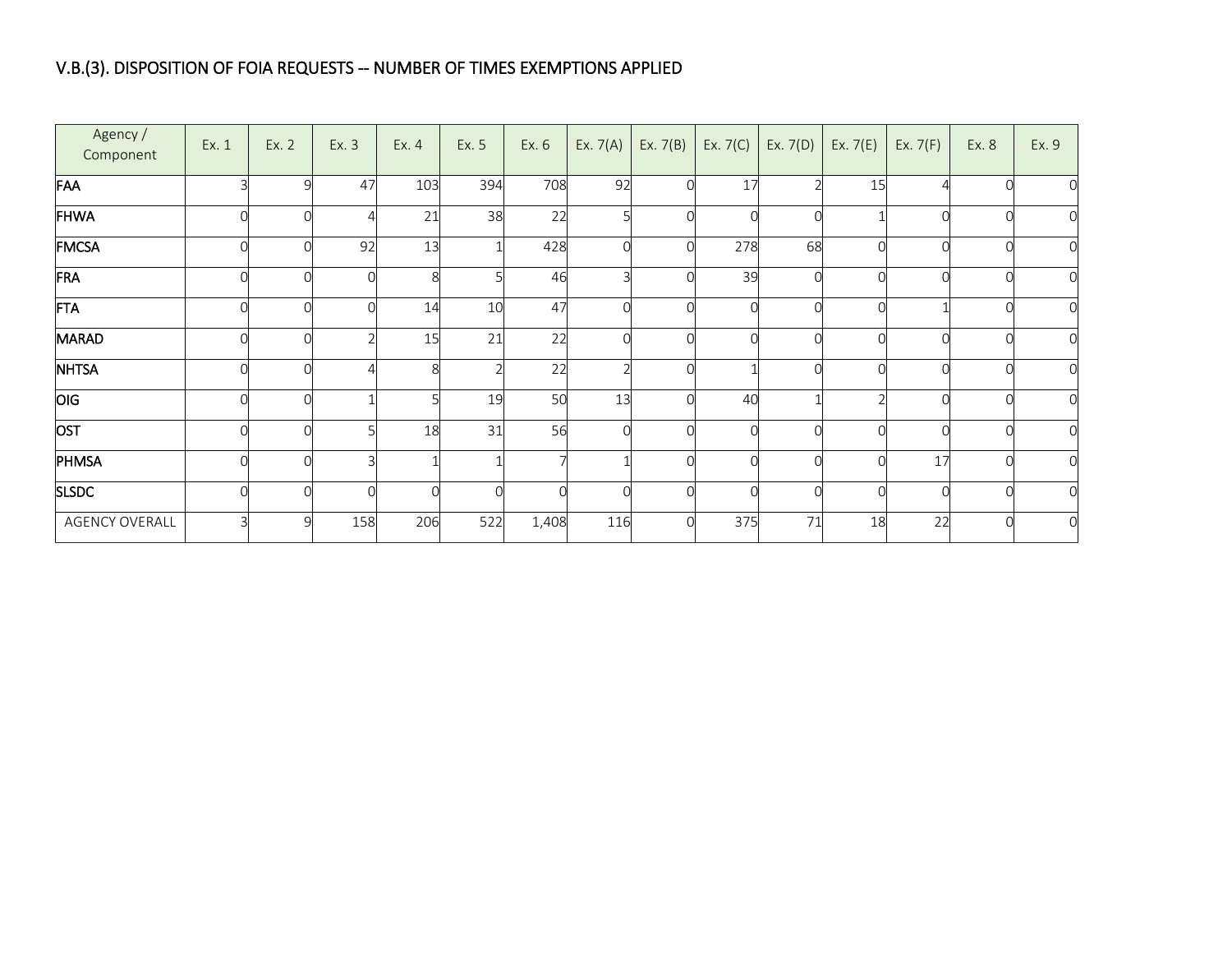## V.B.(3). DISPOSITION OF FOIA REQUESTS -- NUMBER OF TIMES EXEMPTIONS APPLIED

| Agency / Component | Ex. 1 | Ex. 2 | Ex. 3 | Ex. 4 | Ex. 5 | Ex. 6 | Ex. 7(A) | Ex. 7(B) | Ex. 7(C) | Ex. 7(D) | Ex. 7(E) | Ex. 7(F) | Ex. 8 | Ex. 9 |
|---|---|---|---|---|---|---|---|---|---|---|---|---|---|---|
| **FAA** | 3 | 9 | 47 | 103 | 394 | 708 | 92 | 0 | 17 | 2 | 15 | 4 | 0 | 0 |
| **FHWA** | 0 | 0 | 4 | 21 | 38 | 22 | 5 | 0 | 0 | 0 | 1 | 0 | 0 | 0 |
| **FMCSA** | 0 | 0 | 92 | 13 | 1 | 428 | 0 | 0 | 278 | 68 | 0 | 0 | 0 | 0 |
| **FRA** | 0 | 0 | 0 | 8 | 5 | 46 | 3 | 0 | 39 | 0 | 0 | 0 | 0 | 0 |
| **FTA** | 0 | 0 | 0 | 14 | 10 | 47 | 0 | 0 | 0 | 0 | 0 | 1 | 0 | 0 |
| **MARAD** | 0 | 0 | 2 | 15 | 21 | 22 | 0 | 0 | 0 | 0 | 0 | 0 | 0 | 0 |
| **NHTSA** | 0 | 0 | 4 | 8 | 2 | 22 | 2 | 0 | 1 | 0 | 0 | 0 | 0 | 0 |
| **OIG** | 0 | 0 | 1 | 5 | 19 | 50 | 13 | 0 | 40 | 1 | 2 | 0 | 0 | 0 |
| **OST** | 0 | 0 | 5 | 18 | 31 | 56 | 0 | 0 | 0 | 0 | 0 | 0 | 0 | 0 |
| **PHMSA** | 0 | 0 | 3 | 1 | 1 | 7 | 1 | 0 | 0 | 0 | 0 | 17 | 0 | 0 |
| **SLSDC** | 0 | 0 | 0 | 0 | 0 | 0 | 0 | 0 | 0 | 0 | 0 | 0 | 0 | 0 |
| AGENCY OVERALL | 3 | 9 | 158 | 206 | 522 | 1,408 | 116 | 0 | 375 | 71 | 18 | 22 | 0 | 0 |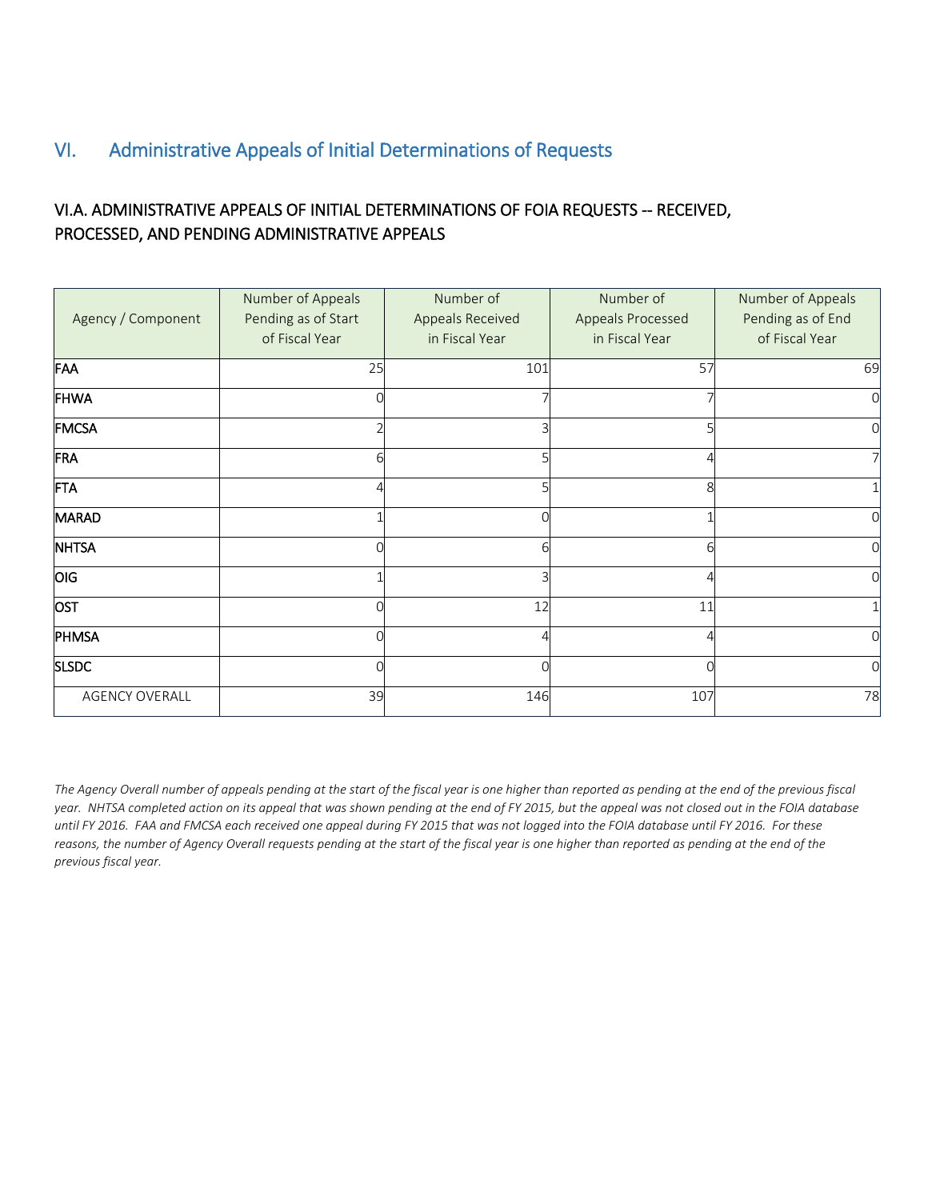## VI. Administrative Appeals of Initial Determinations of Requests

### VI.A. ADMINISTRATIVE APPEALS OF INITIAL DETERMINATIONS OF FOIA REQUESTS -- RECEIVED, PROCESSED, AND PENDING ADMINISTRATIVE APPEALS

| Agency / Component | Number of Appeals Pending as of Start of Fiscal Year | Number of Appeals Received in Fiscal Year | Number of Appeals Processed in Fiscal Year | Number of Appeals Pending as of End of Fiscal Year |
|---|---|---|---|---|
| **FAA** | 25 | 101 | 57 | 69 |
| **FHWA** | 0 | 7 | 7 | 0 |
| **FMCSA** | 2 | 3 | 5 | 0 |
| **FRA** | 6 | 5 | 4 | 7 |
| **FTA** | 4 | 5 | 8 | 1 |
| **MARAD** | 1 | 0 | 1 | 0 |
| **NHTSA** | 0 | 6 | 6 | 0 |
| **OIG** | 1 | 3 | 4 | 0 |
| **OST** | 0 | 12 | 11 | 1 |
| **PHMSA** | 0 | 4 | 4 | 0 |
| **SLSDC** | 0 | 0 | 0 | 0 |
| AGENCY OVERALL | 39 | 146 | 107 | 78 |

*The Agency Overall number of appeals pending at the start of the fiscal year is one higher than reported as pending at the end of the previous fiscal year. NHTSA completed action on its appeal that was shown pending at the end of FY 2015, but the appeal was not closed out in the FOIA database until FY 2016. FAA and FMCSA each received one appeal during FY 2015 that was not logged into the FOIA database until FY 2016. For these reasons, the number of Agency Overall requests pending at the start of the fiscal year is one higher than reported as pending at the end of the previous fiscal year.*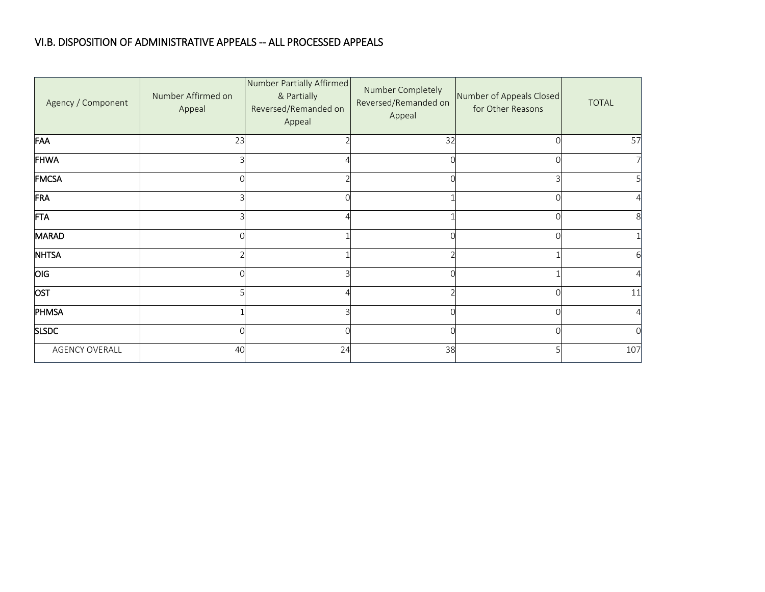## VI.B. DISPOSITION OF ADMINISTRATIVE APPEALS -- ALL PROCESSED APPEALS

| Agency / Component | Number Affirmed on Appeal | Number Partially Affirmed & Partially Reversed/Remanded on Appeal | Number Completely Reversed/Remanded on Appeal | Number of Appeals Closed for Other Reasons | TOTAL |
|---|---|---|---|---|---|
| **FAA** | 23 | 2 | 32 | 0 | 57 |
| **FHWA** | 3 | 4 | 0 | 0 | 7 |
| **FMCSA** | 0 | 2 | 0 | 3 | 5 |
| **FRA** | 3 | 0 | 1 | 0 | 4 |
| **FTA** | 3 | 4 | 1 | 0 | 8 |
| **MARAD** | 0 | 1 | 0 | 0 | 1 |
| **NHTSA** | 2 | 1 | 2 | 1 | 6 |
| **OIG** | 0 | 3 | 0 | 1 | 4 |
| **OST** | 5 | 4 | 2 | 0 | 11 |
| **PHMSA** | 1 | 3 | 0 | 0 | 4 |
| **SLSDC** | 0 | 0 | 0 | 0 | 0 |
| AGENCY OVERALL | 40 | 24 | 38 | 5 | 107 |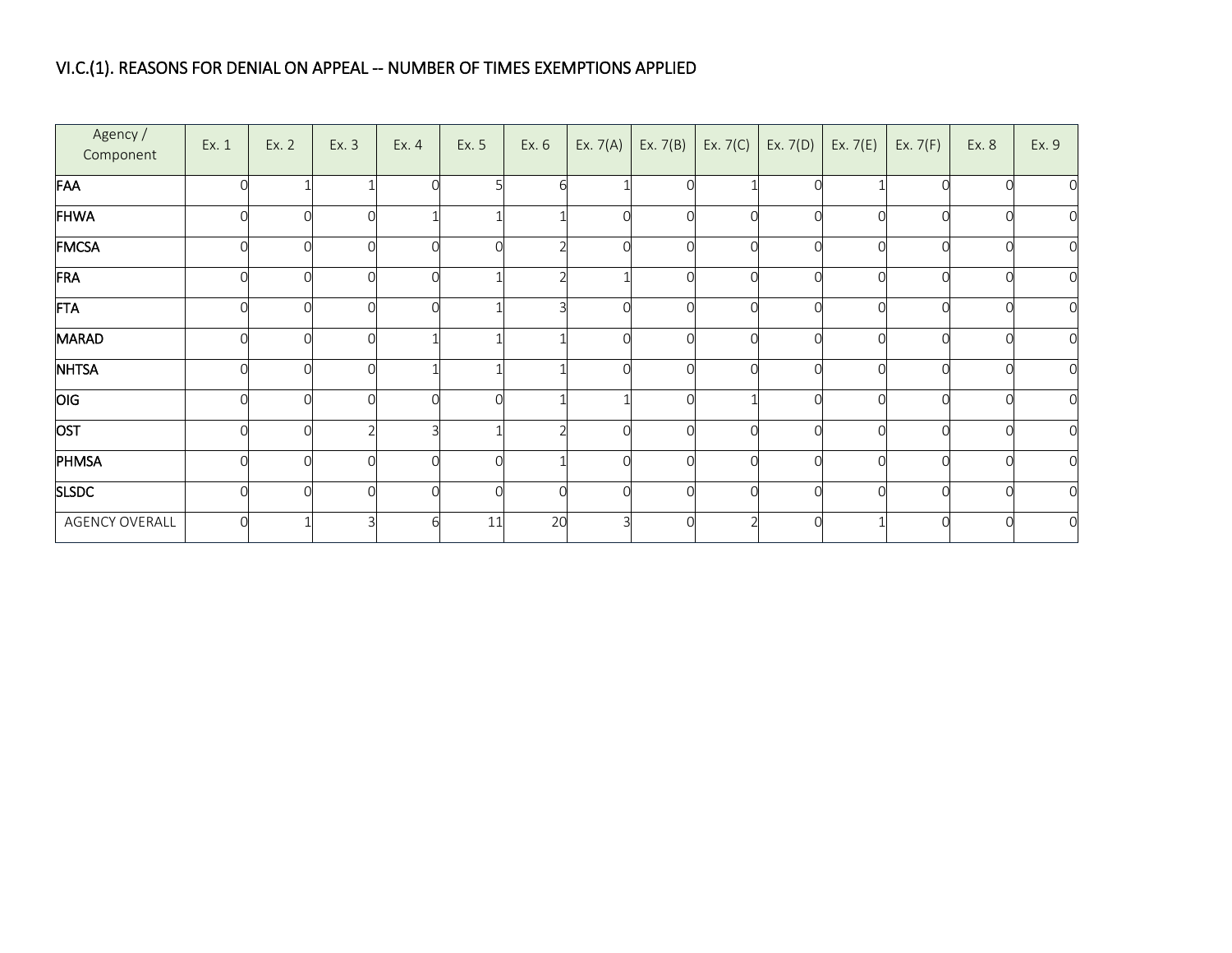# VI.C.(1). REASONS FOR DENIAL ON APPEAL -- NUMBER OF TIMES EXEMPTIONS APPLIED

| Agency / Component | Ex. 1 | Ex. 2 | Ex. 3 | Ex. 4 | Ex. 5 | Ex. 6 | Ex. 7(A) | Ex. 7(B) | Ex. 7(C) | Ex. 7(D) | Ex. 7(E) | Ex. 7(F) | Ex. 8 | Ex. 9 |
|---|---|---|---|---|---|---|---|---|---|---|---|---|---|---|
| FAA | 0 | 1 | 1 | 0 | 5 | 6 | 1 | 0 | 1 | 0 | 1 | 0 | 0 | 0 |
| FHWA | 0 | 0 | 0 | 1 | 1 | 1 | 0 | 0 | 0 | 0 | 0 | 0 | 0 | 0 |
| FMCSA | 0 | 0 | 0 | 0 | 0 | 2 | 0 | 0 | 0 | 0 | 0 | 0 | 0 | 0 |
| FRA | 0 | 0 | 0 | 0 | 1 | 2 | 1 | 0 | 0 | 0 | 0 | 0 | 0 | 0 |
| FTA | 0 | 0 | 0 | 0 | 1 | 3 | 0 | 0 | 0 | 0 | 0 | 0 | 0 | 0 |
| MARAD | 0 | 0 | 0 | 1 | 1 | 1 | 0 | 0 | 0 | 0 | 0 | 0 | 0 | 0 |
| NHTSA | 0 | 0 | 0 | 1 | 1 | 1 | 0 | 0 | 0 | 0 | 0 | 0 | 0 | 0 |
| OIG | 0 | 0 | 0 | 0 | 0 | 1 | 1 | 0 | 1 | 0 | 0 | 0 | 0 | 0 |
| OST | 0 | 0 | 2 | 3 | 1 | 2 | 0 | 0 | 0 | 0 | 0 | 0 | 0 | 0 |
| PHMSA | 0 | 0 | 0 | 0 | 0 | 1 | 0 | 0 | 0 | 0 | 0 | 0 | 0 | 0 |
| SLSDC | 0 | 0 | 0 | 0 | 0 | 0 | 0 | 0 | 0 | 0 | 0 | 0 | 0 | 0 |
| AGENCY OVERALL | 0 | 1 | 3 | 6 | 11 | 20 | 3 | 0 | 2 | 0 | 1 | 0 | 0 | 0 |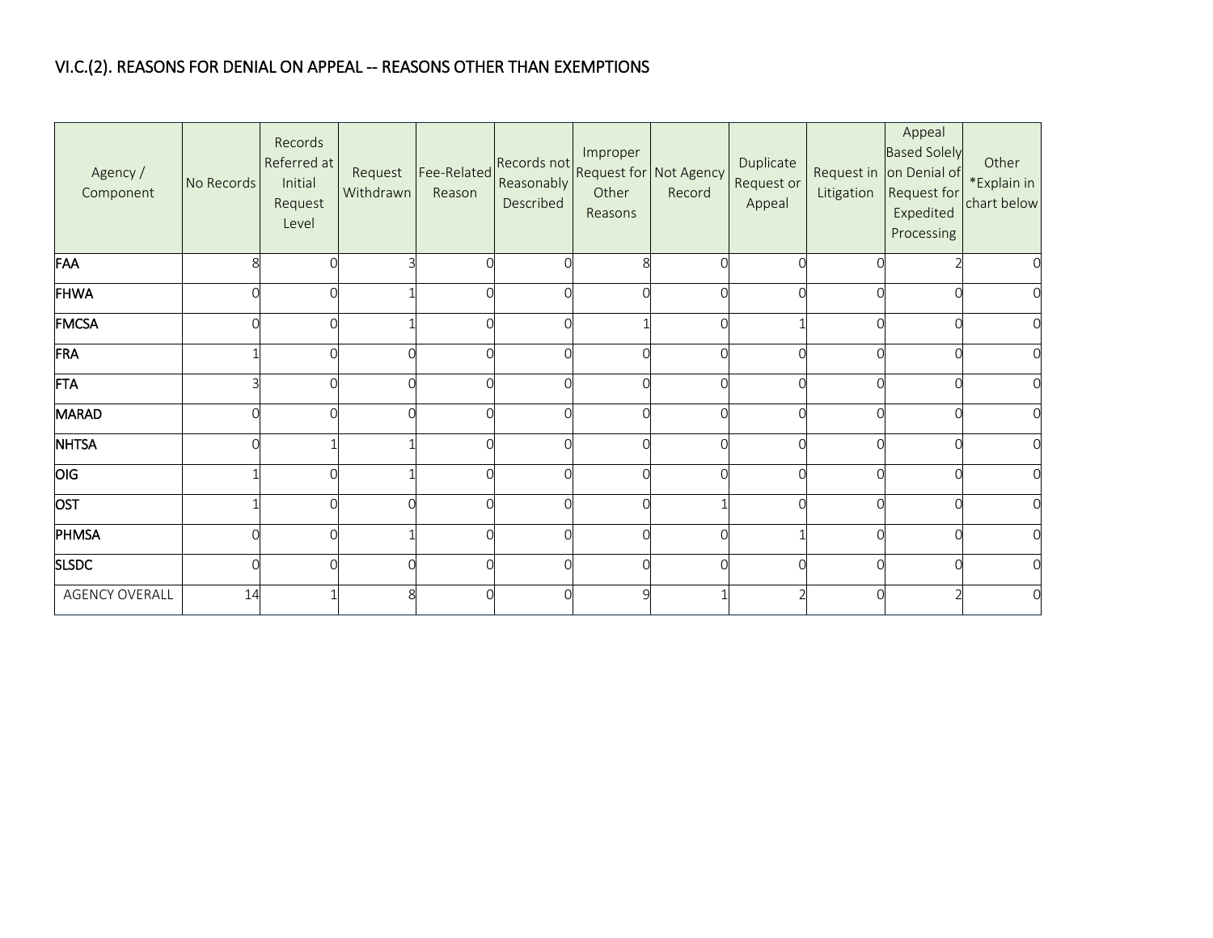## VI.C.(2). REASONS FOR DENIAL ON APPEAL -- REASONS OTHER THAN EXEMPTIONS

| Agency / Component | No Records | Records Referred at Initial Request Level | Request Withdrawn | Fee-Related Reason | Records not Reasonably Described | Improper Request for Other Reasons | Not Agency Record | Duplicate Request or Appeal | Request in Litigation | Appeal Based Solely on Denial of Request for Expedited Processing | Other *Explain in chart below |
|---|---|---|---|---|---|---|---|---|---|---|---|
| FAA | 8 | 0 | 3 | 0 | 0 | 8 | 0 | 0 | 0 | 2 | 0 |
| FHWA | 0 | 0 | 1 | 0 | 0 | 0 | 0 | 0 | 0 | 0 | 0 |
| FMCSA | 0 | 0 | 1 | 0 | 0 | 1 | 0 | 1 | 0 | 0 | 0 |
| FRA | 1 | 0 | 0 | 0 | 0 | 0 | 0 | 0 | 0 | 0 | 0 |
| FTA | 3 | 0 | 0 | 0 | 0 | 0 | 0 | 0 | 0 | 0 | 0 |
| MARAD | 0 | 0 | 0 | 0 | 0 | 0 | 0 | 0 | 0 | 0 | 0 |
| NHTSA | 0 | 1 | 1 | 0 | 0 | 0 | 0 | 0 | 0 | 0 | 0 |
| OIG | 1 | 0 | 1 | 0 | 0 | 0 | 0 | 0 | 0 | 0 | 0 |
| OST | 1 | 0 | 0 | 0 | 0 | 0 | 1 | 0 | 0 | 0 | 0 |
| PHMSA | 0 | 0 | 1 | 0 | 0 | 0 | 0 | 1 | 0 | 0 | 0 |
| SLSDC | 0 | 0 | 0 | 0 | 0 | 0 | 0 | 0 | 0 | 0 | 0 |
| AGENCY OVERALL | 14 | 1 | 8 | 0 | 0 | 9 | 1 | 2 | 0 | 2 | 0 |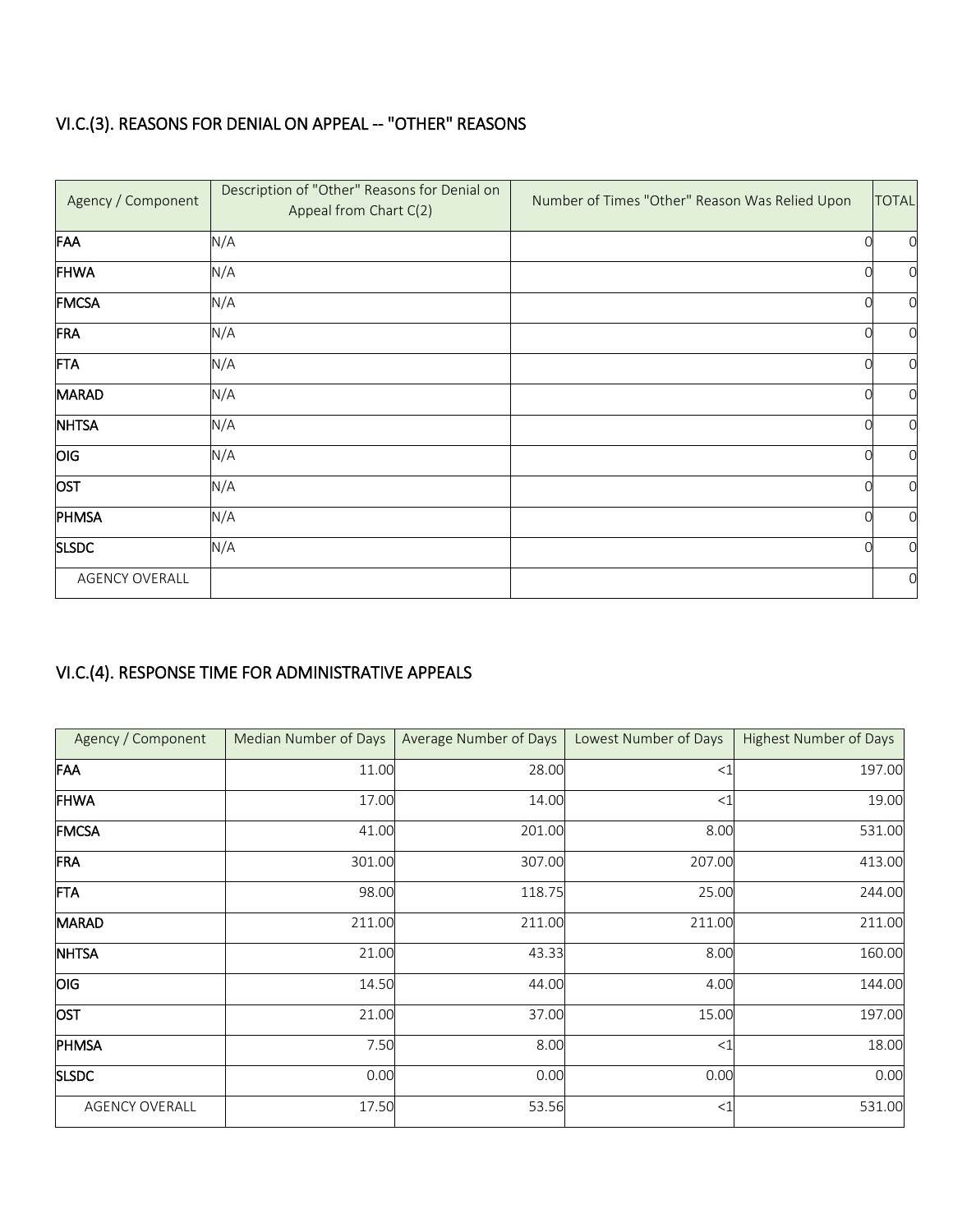## VI.C.(3). REASONS FOR DENIAL ON APPEAL -- "OTHER" REASONS

| Agency / Component | Description of "Other" Reasons for Denial on Appeal from Chart C(2) | Number of Times "Other" Reason Was Relied Upon | TOTAL |
|---|---|---|---|
| **FAA** | N/A | 0 | 0 |
| **FHWA** | N/A | 0 | 0 |
| **FMCSA** | N/A | 0 | 0 |
| **FRA** | N/A | 0 | 0 |
| **FTA** | N/A | 0 | 0 |
| **MARAD** | N/A | 0 | 0 |
| **NHTSA** | N/A | 0 | 0 |
| **OIG** | N/A | 0 | 0 |
| **OST** | N/A | 0 | 0 |
| **PHMSA** | N/A | 0 | 0 |
| **SLSDC** | N/A | 0 | 0 |
| AGENCY OVERALL | | | 0 |

## VI.C.(4). RESPONSE TIME FOR ADMINISTRATIVE APPEALS

| Agency / Component | Median Number of Days | Average Number of Days | Lowest Number of Days | Highest Number of Days |
|---|---|---|---|---|
| **FAA** | 11.00 | 28.00 | <1 | 197.00 |
| **FHWA** | 17.00 | 14.00 | <1 | 19.00 |
| **FMCSA** | 41.00 | 201.00 | 8.00 | 531.00 |
| **FRA** | 301.00 | 307.00 | 207.00 | 413.00 |
| **FTA** | 98.00 | 118.75 | 25.00 | 244.00 |
| **MARAD** | 211.00 | 211.00 | 211.00 | 211.00 |
| **NHTSA** | 21.00 | 43.33 | 8.00 | 160.00 |
| **OIG** | 14.50 | 44.00 | 4.00 | 144.00 |
| **OST** | 21.00 | 37.00 | 15.00 | 197.00 |
| **PHMSA** | 7.50 | 8.00 | <1 | 18.00 |
| **SLSDC** | 0.00 | 0.00 | 0.00 | 0.00 |
| AGENCY OVERALL | 17.50 | 53.56 | <1 | 531.00 |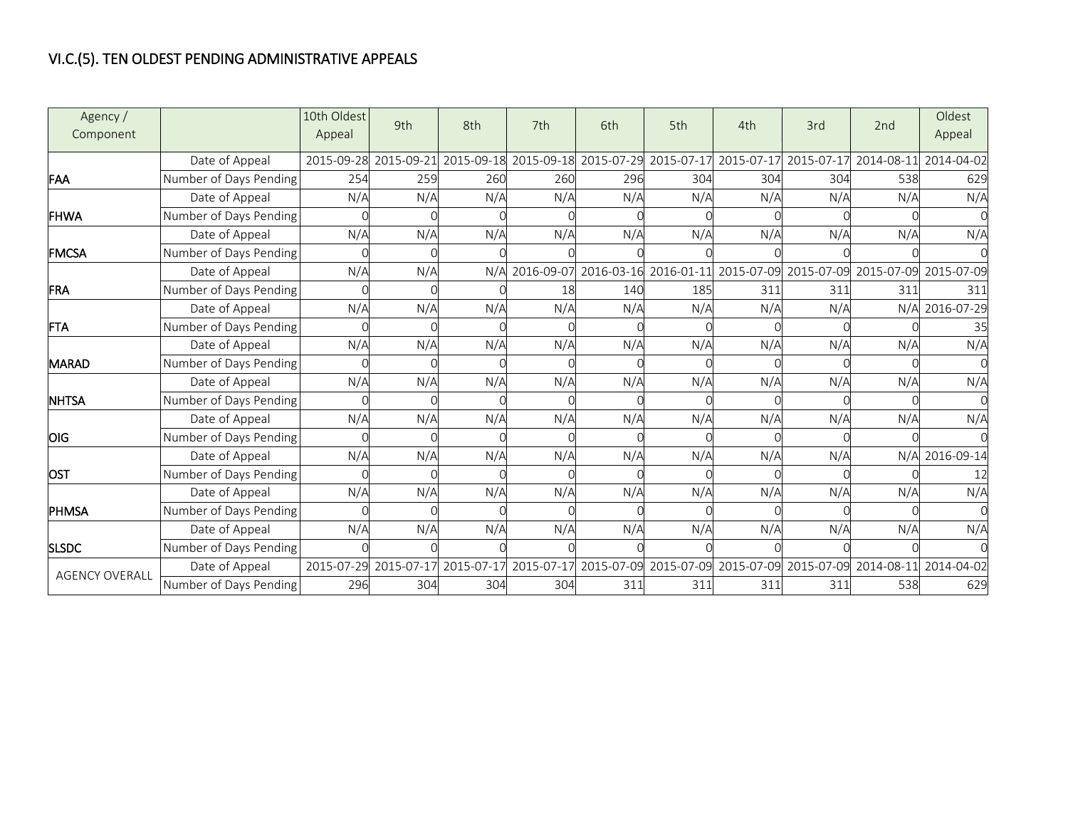## VI.C.(5). TEN OLDEST PENDING ADMINISTRATIVE APPEALS

| Agency / Component | | 10th Oldest Appeal | 9th | 8th | 7th | 6th | 5th | 4th | 3rd | 2nd | Oldest Appeal |
|---|---|---|---|---|---|---|---|---|---|---|---|
| FAA | Date of Appeal | 2015-09-28 | 2015-09-21 | 2015-09-18 | 2015-09-18 | 2015-07-29 | 2015-07-17 | 2015-07-17 | 2015-07-17 | 2014-08-11 | 2014-04-02 |
| | Number of Days Pending | 254 | 259 | 260 | 260 | 296 | 304 | 304 | 304 | 538 | 629 |
| FHWA | Date of Appeal | N/A | N/A | N/A | N/A | N/A | N/A | N/A | N/A | N/A | N/A |
| | Number of Days Pending | 0 | 0 | 0 | 0 | 0 | 0 | 0 | 0 | 0 | 0 |
| FMCSA | Date of Appeal | N/A | N/A | N/A | N/A | N/A | N/A | N/A | N/A | N/A | N/A |
| | Number of Days Pending | 0 | 0 | 0 | 0 | 0 | 0 | 0 | 0 | 0 | 0 |
| FRA | Date of Appeal | N/A | N/A | N/A | 2016-09-07 | 2016-03-16 | 2016-01-11 | 2015-07-09 | 2015-07-09 | 2015-07-09 | 2015-07-09 |
| | Number of Days Pending | 0 | 0 | 0 | 18 | 140 | 185 | 311 | 311 | 311 | 311 |
| FTA | Date of Appeal | N/A | N/A | N/A | N/A | N/A | N/A | N/A | N/A | N/A | 2016-07-29 |
| | Number of Days Pending | 0 | 0 | 0 | 0 | 0 | 0 | 0 | 0 | 0 | 35 |
| MARAD | Date of Appeal | N/A | N/A | N/A | N/A | N/A | N/A | N/A | N/A | N/A | N/A |
| | Number of Days Pending | 0 | 0 | 0 | 0 | 0 | 0 | 0 | 0 | 0 | 0 |
| NHTSA | Date of Appeal | N/A | N/A | N/A | N/A | N/A | N/A | N/A | N/A | N/A | N/A |
| | Number of Days Pending | 0 | 0 | 0 | 0 | 0 | 0 | 0 | 0 | 0 | 0 |
| OIG | Date of Appeal | N/A | N/A | N/A | N/A | N/A | N/A | N/A | N/A | N/A | N/A |
| | Number of Days Pending | 0 | 0 | 0 | 0 | 0 | 0 | 0 | 0 | 0 | 0 |
| OST | Date of Appeal | N/A | N/A | N/A | N/A | N/A | N/A | N/A | N/A | N/A | 2016-09-14 |
| | Number of Days Pending | 0 | 0 | 0 | 0 | 0 | 0 | 0 | 0 | 0 | 12 |
| PHMSA | Date of Appeal | N/A | N/A | N/A | N/A | N/A | N/A | N/A | N/A | N/A | N/A |
| | Number of Days Pending | 0 | 0 | 0 | 0 | 0 | 0 | 0 | 0 | 0 | 0 |
| SLSDC | Date of Appeal | N/A | N/A | N/A | N/A | N/A | N/A | N/A | N/A | N/A | N/A |
| | Number of Days Pending | 0 | 0 | 0 | 0 | 0 | 0 | 0 | 0 | 0 | 0 |
| AGENCY OVERALL | Date of Appeal | 2015-07-29 | 2015-07-17 | 2015-07-17 | 2015-07-17 | 2015-07-09 | 2015-07-09 | 2015-07-09 | 2015-07-09 | 2014-08-11 | 2014-04-02 |
| | Number of Days Pending | 296 | 304 | 304 | 304 | 311 | 311 | 311 | 311 | 538 | 629 |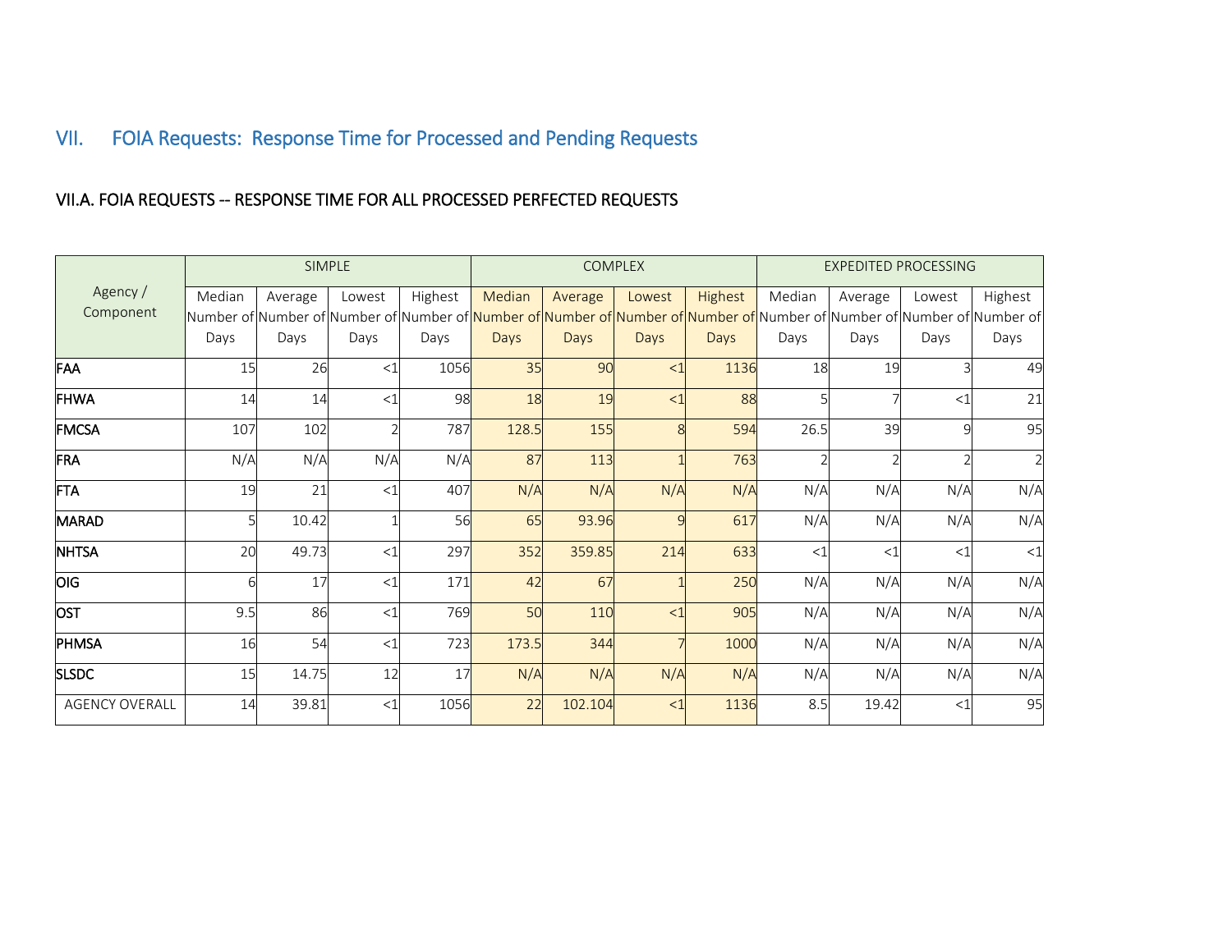# VII. FOIA Requests: Response Time for Processed and Pending Requests

## VII.A. FOIA REQUESTS -- RESPONSE TIME FOR ALL PROCESSED PERFECTED REQUESTS

| Agency / Component | SIMPLE | | | | COMPLEX | | | | EXPEDITED PROCESSING | | | |
|---|---|---|---|---|---|---|---|---|---|---|---|---|
| | Median Number of Days | Average Number of Days | Lowest Number of Days | Highest Number of Days | Median Number of Days | Average Number of Days | Lowest Number of Days | Highest Number of Days | Median Number of Days | Average Number of Days | Lowest Number of Days | Highest Number of Days |
| **FAA** | 15 | 26 | <1 | 1056 | 35 | 90 | <1 | 1136 | 18 | 19 | 3 | 49 |
| **FHWA** | 14 | 14 | <1 | 98 | 18 | 19 | <1 | 88 | 5 | 7 | <1 | 21 |
| **FMCSA** | 107 | 102 | 2 | 787 | 128.5 | 155 | 8 | 594 | 26.5 | 39 | 9 | 95 |
| **FRA** | N/A | N/A | N/A | N/A | 87 | 113 | 1 | 763 | 2 | 2 | 2 | 2 |
| **FTA** | 19 | 21 | <1 | 407 | N/A | N/A | N/A | N/A | N/A | N/A | N/A | N/A |
| **MARAD** | 5 | 10.42 | 1 | 56 | 65 | 93.96 | 9 | 617 | N/A | N/A | N/A | N/A |
| **NHTSA** | 20 | 49.73 | <1 | 297 | 352 | 359.85 | 214 | 633 | <1 | <1 | <1 | <1 |
| **OIG** | 6 | 17 | <1 | 171 | 42 | 67 | 1 | 250 | N/A | N/A | N/A | N/A |
| **OST** | 9.5 | 86 | <1 | 769 | 50 | 110 | <1 | 905 | N/A | N/A | N/A | N/A |
| **PHMSA** | 16 | 54 | <1 | 723 | 173.5 | 344 | 7 | 1000 | N/A | N/A | N/A | N/A |
| **SLSDC** | 15 | 14.75 | 12 | 17 | N/A | N/A | N/A | N/A | N/A | N/A | N/A | N/A |
| AGENCY OVERALL | 14 | 39.81 | <1 | 1056 | 22 | 102.104 | <1 | 1136 | 8.5 | 19.42 | <1 | 95 |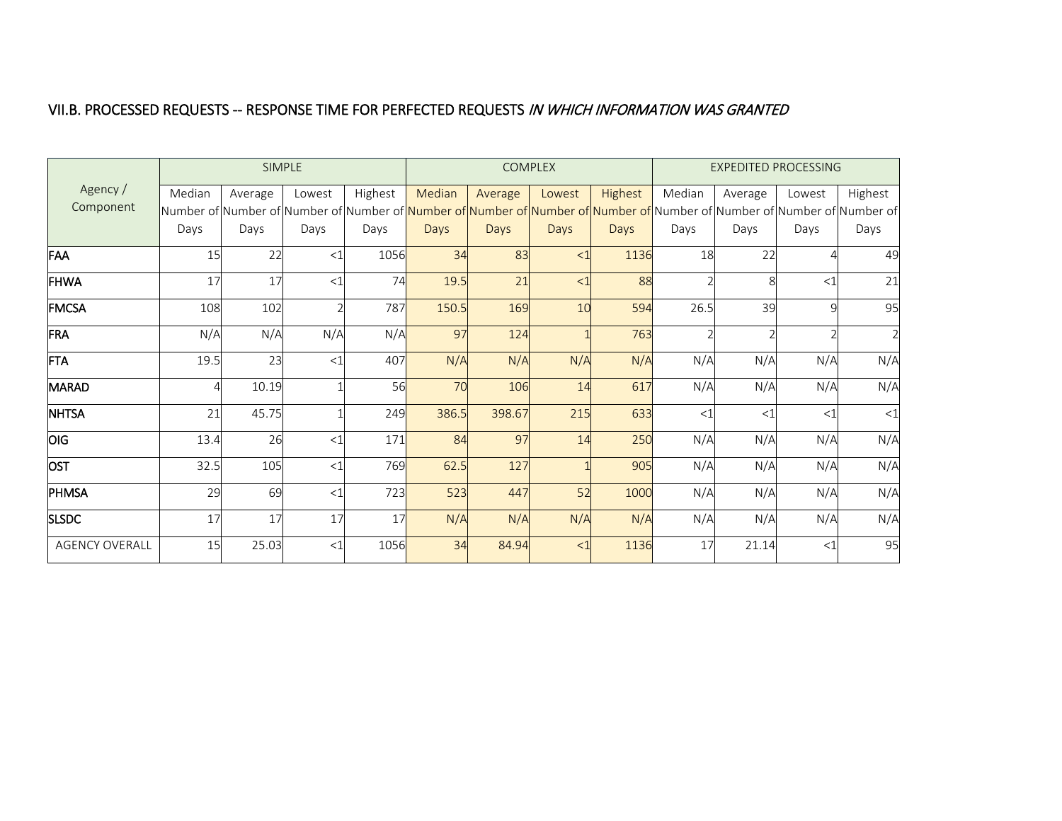## VII.B. PROCESSED REQUESTS -- RESPONSE TIME FOR PERFECTED REQUESTS *IN WHICH INFORMATION WAS GRANTED*

| Agency / Component | SIMPLE | | | | COMPLEX | | | | EXPEDITED PROCESSING | | | |
|---|---|---|---|---|---|---|---|---|---|---|---|---|
| | Median Number of Days | Average Number of Days | Lowest Number of Days | Highest Number of Days | Median Number of Days | Average Number of Days | Lowest Number of Days | Highest Number of Days | Median Number of Days | Average Number of Days | Lowest Number of Days | Highest Number of Days |
| **FAA** | 15 | 22 | <1 | 1056 | 34 | 83 | <1 | 1136 | 18 | 22 | 4 | 49 |
| **FHWA** | 17 | 17 | <1 | 74 | 19.5 | 21 | <1 | 88 | 2 | 8 | <1 | 21 |
| **FMCSA** | 108 | 102 | 2 | 787 | 150.5 | 169 | 10 | 594 | 26.5 | 39 | 9 | 95 |
| **FRA** | N/A | N/A | N/A | N/A | 97 | 124 | 1 | 763 | 2 | 2 | 2 | 2 |
| **FTA** | 19.5 | 23 | <1 | 407 | N/A | N/A | N/A | N/A | N/A | N/A | N/A | N/A |
| **MARAD** | 4 | 10.19 | 1 | 56 | 70 | 106 | 14 | 617 | N/A | N/A | N/A | N/A |
| **NHTSA** | 21 | 45.75 | 1 | 249 | 386.5 | 398.67 | 215 | 633 | <1 | <1 | <1 | <1 |
| **OIG** | 13.4 | 26 | <1 | 171 | 84 | 97 | 14 | 250 | N/A | N/A | N/A | N/A |
| **OST** | 32.5 | 105 | <1 | 769 | 62.5 | 127 | 1 | 905 | N/A | N/A | N/A | N/A |
| **PHMSA** | 29 | 69 | <1 | 723 | 523 | 447 | 52 | 1000 | N/A | N/A | N/A | N/A |
| **SLSDC** | 17 | 17 | 17 | 17 | N/A | N/A | N/A | N/A | N/A | N/A | N/A | N/A |
| AGENCY OVERALL | 15 | 25.03 | <1 | 1056 | 34 | 84.94 | <1 | 1136 | 17 | 21.14 | <1 | 95 |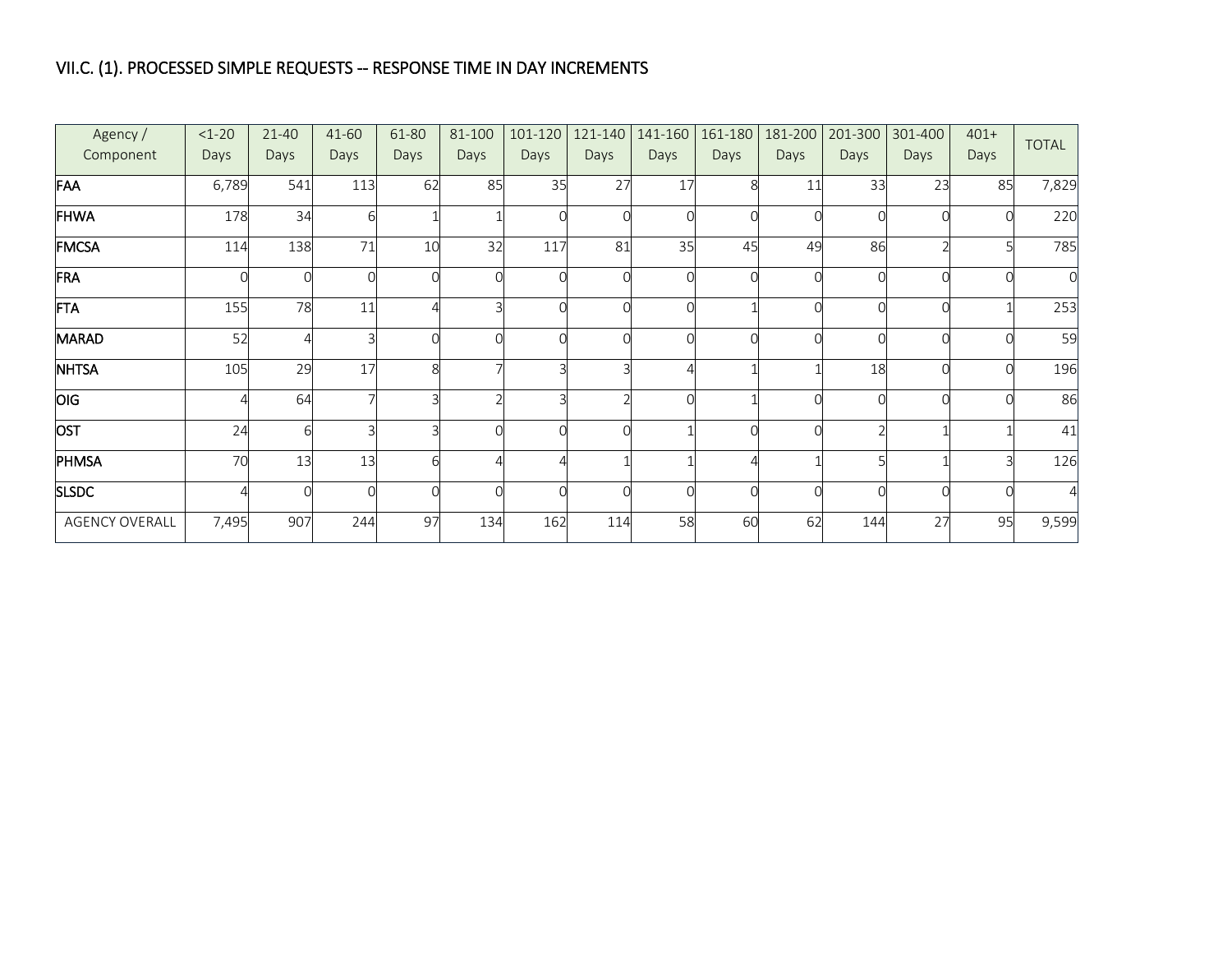## VII.C. (1). PROCESSED SIMPLE REQUESTS -- RESPONSE TIME IN DAY INCREMENTS

| Agency / Component | <1-20 Days | 21-40 Days | 41-60 Days | 61-80 Days | 81-100 Days | 101-120 Days | 121-140 Days | 141-160 Days | 161-180 Days | 181-200 Days | 201-300 Days | 301-400 Days | 401+ Days | TOTAL |
|---|---|---|---|---|---|---|---|---|---|---|---|---|---|---|
| FAA | 6,789 | 541 | 113 | 62 | 85 | 35 | 27 | 17 | 8 | 11 | 33 | 23 | 85 | 7,829 |
| FHWA | 178 | 34 | 6 | 1 | 1 | 0 | 0 | 0 | 0 | 0 | 0 | 0 | 0 | 220 |
| FMCSA | 114 | 138 | 71 | 10 | 32 | 117 | 81 | 35 | 45 | 49 | 86 | 2 | 5 | 785 |
| FRA | 0 | 0 | 0 | 0 | 0 | 0 | 0 | 0 | 0 | 0 | 0 | 0 | 0 | 0 |
| FTA | 155 | 78 | 11 | 4 | 3 | 0 | 0 | 0 | 1 | 0 | 0 | 0 | 1 | 253 |
| MARAD | 52 | 4 | 3 | 0 | 0 | 0 | 0 | 0 | 0 | 0 | 0 | 0 | 0 | 59 |
| NHTSA | 105 | 29 | 17 | 8 | 7 | 3 | 3 | 4 | 1 | 1 | 18 | 0 | 0 | 196 |
| OIG | 4 | 64 | 7 | 3 | 2 | 3 | 2 | 0 | 1 | 0 | 0 | 0 | 0 | 86 |
| OST | 24 | 6 | 3 | 3 | 0 | 0 | 0 | 1 | 0 | 0 | 2 | 1 | 1 | 41 |
| PHMSA | 70 | 13 | 13 | 6 | 4 | 4 | 1 | 1 | 4 | 1 | 5 | 1 | 3 | 126 |
| SLSDC | 4 | 0 | 0 | 0 | 0 | 0 | 0 | 0 | 0 | 0 | 0 | 0 | 0 | 4 |
| AGENCY OVERALL | 7,495 | 907 | 244 | 97 | 134 | 162 | 114 | 58 | 60 | 62 | 144 | 27 | 95 | 9,599 |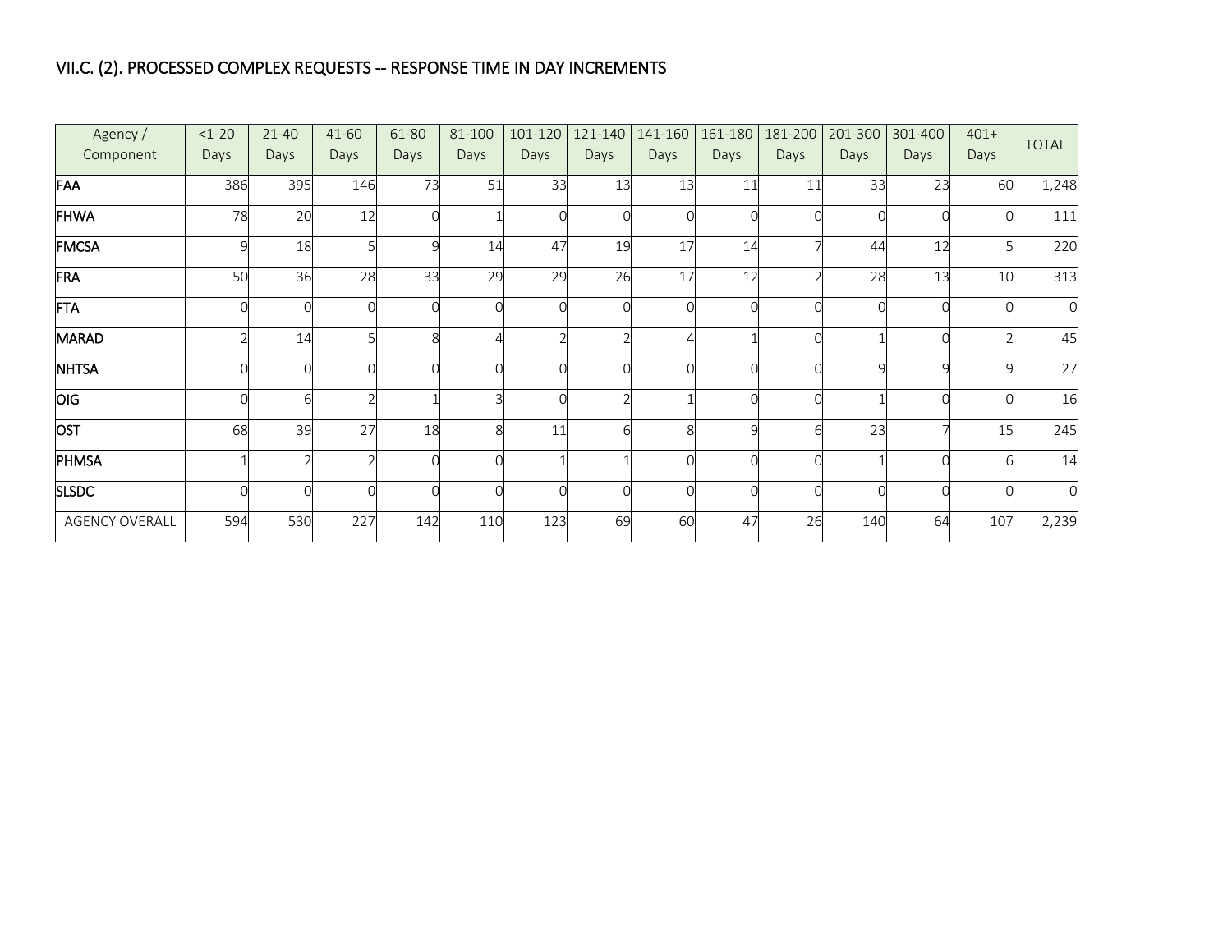VII.C. (2). PROCESSED COMPLEX REQUESTS -- RESPONSE TIME IN DAY INCREMENTS

| Agency / Component | <1-20 Days | 21-40 Days | 41-60 Days | 61-80 Days | 81-100 Days | 101-120 Days | 121-140 Days | 141-160 Days | 161-180 Days | 181-200 Days | 201-300 Days | 301-400 Days | 401+ Days | TOTAL |
|---|---|---|---|---|---|---|---|---|---|---|---|---|---|---|
| FAA | 386 | 395 | 146 | 73 | 51 | 33 | 13 | 13 | 11 | 11 | 33 | 23 | 60 | 1,248 |
| FHWA | 78 | 20 | 12 | 0 | 1 | 0 | 0 | 0 | 0 | 0 | 0 | 0 | 0 | 111 |
| FMCSA | 9 | 18 | 5 | 9 | 14 | 47 | 19 | 17 | 14 | 7 | 44 | 12 | 5 | 220 |
| FRA | 50 | 36 | 28 | 33 | 29 | 29 | 26 | 17 | 12 | 2 | 28 | 13 | 10 | 313 |
| FTA | 0 | 0 | 0 | 0 | 0 | 0 | 0 | 0 | 0 | 0 | 0 | 0 | 0 | 0 |
| MARAD | 2 | 14 | 5 | 8 | 4 | 2 | 2 | 4 | 1 | 0 | 1 | 0 | 2 | 45 |
| NHTSA | 0 | 0 | 0 | 0 | 0 | 0 | 0 | 0 | 0 | 0 | 9 | 9 | 9 | 27 |
| OIG | 0 | 6 | 2 | 1 | 3 | 0 | 2 | 1 | 0 | 0 | 1 | 0 | 0 | 16 |
| OST | 68 | 39 | 27 | 18 | 8 | 11 | 6 | 8 | 9 | 6 | 23 | 7 | 15 | 245 |
| PHMSA | 1 | 2 | 2 | 0 | 0 | 1 | 1 | 0 | 0 | 0 | 1 | 0 | 6 | 14 |
| SLSDC | 0 | 0 | 0 | 0 | 0 | 0 | 0 | 0 | 0 | 0 | 0 | 0 | 0 | 0 |
| AGENCY OVERALL | 594 | 530 | 227 | 142 | 110 | 123 | 69 | 60 | 47 | 26 | 140 | 64 | 107 | 2,239 |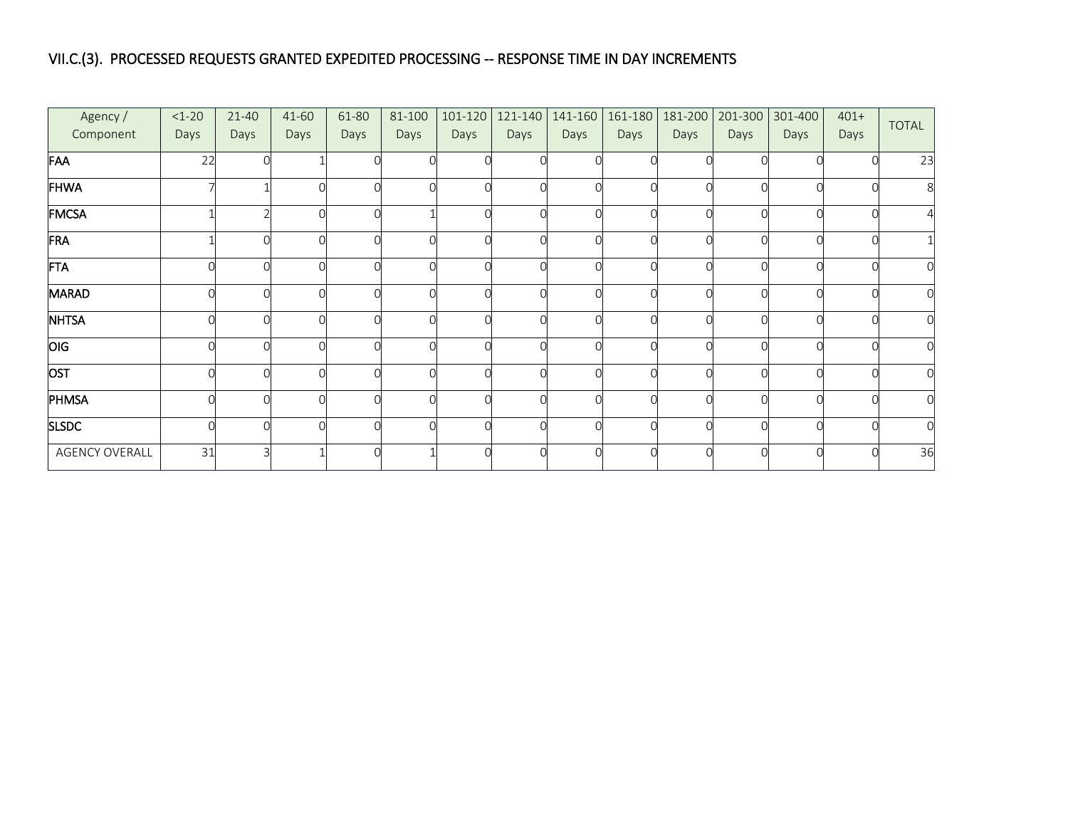VII.C.(3). PROCESSED REQUESTS GRANTED EXPEDITED PROCESSING -- RESPONSE TIME IN DAY INCREMENTS

| Agency / Component | <1-20 Days | 21-40 Days | 41-60 Days | 61-80 Days | 81-100 Days | 101-120 Days | 121-140 Days | 141-160 Days | 161-180 Days | 181-200 Days | 201-300 Days | 301-400 Days | 401+ Days | TOTAL |
|---|---|---|---|---|---|---|---|---|---|---|---|---|---|---|
| FAA | 22 | 0 | 1 | 0 | 0 | 0 | 0 | 0 | 0 | 0 | 0 | 0 | 0 | 23 |
| FHWA | 7 | 1 | 0 | 0 | 0 | 0 | 0 | 0 | 0 | 0 | 0 | 0 | 0 | 8 |
| FMCSA | 1 | 2 | 0 | 0 | 1 | 0 | 0 | 0 | 0 | 0 | 0 | 0 | 0 | 4 |
| FRA | 1 | 0 | 0 | 0 | 0 | 0 | 0 | 0 | 0 | 0 | 0 | 0 | 0 | 1 |
| FTA | 0 | 0 | 0 | 0 | 0 | 0 | 0 | 0 | 0 | 0 | 0 | 0 | 0 | 0 |
| MARAD | 0 | 0 | 0 | 0 | 0 | 0 | 0 | 0 | 0 | 0 | 0 | 0 | 0 | 0 |
| NHTSA | 0 | 0 | 0 | 0 | 0 | 0 | 0 | 0 | 0 | 0 | 0 | 0 | 0 | 0 |
| OIG | 0 | 0 | 0 | 0 | 0 | 0 | 0 | 0 | 0 | 0 | 0 | 0 | 0 | 0 |
| OST | 0 | 0 | 0 | 0 | 0 | 0 | 0 | 0 | 0 | 0 | 0 | 0 | 0 | 0 |
| PHMSA | 0 | 0 | 0 | 0 | 0 | 0 | 0 | 0 | 0 | 0 | 0 | 0 | 0 | 0 |
| SLSDC | 0 | 0 | 0 | 0 | 0 | 0 | 0 | 0 | 0 | 0 | 0 | 0 | 0 | 0 |
| AGENCY OVERALL | 31 | 3 | 1 | 0 | 1 | 0 | 0 | 0 | 0 | 0 | 0 | 0 | 0 | 36 |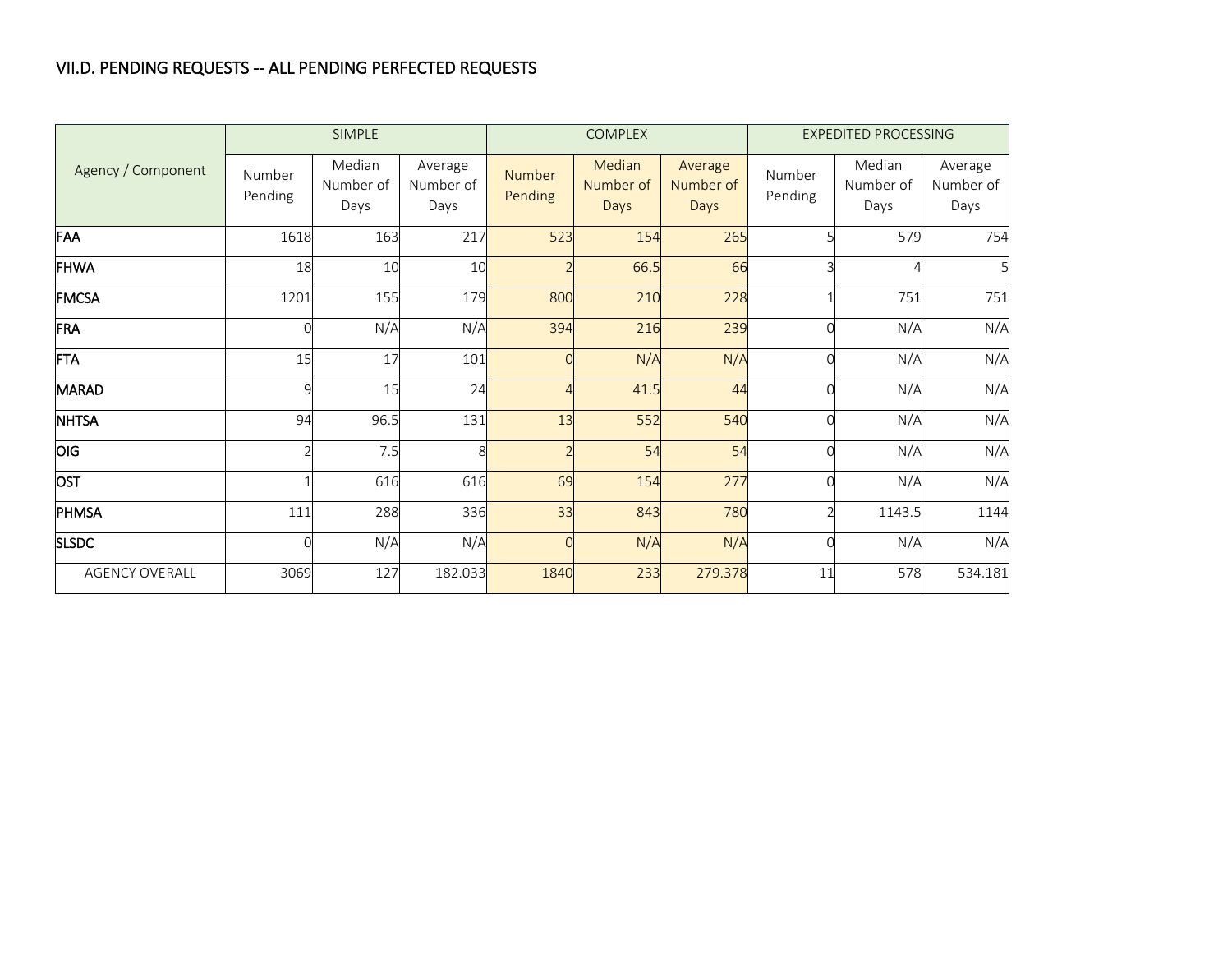## VII.D. PENDING REQUESTS -- ALL PENDING PERFECTED REQUESTS

| Agency / Component | SIMPLE | | | COMPLEX | | | EXPEDITED PROCESSING | | |
|---|---|---|---|---|---|---|---|---|---|
| | Number Pending | Median Number of Days | Average Number of Days | Number Pending | Median Number of Days | Average Number of Days | Number Pending | Median Number of Days | Average Number of Days |
| **FAA** | 1618 | 163 | 217 | 523 | 154 | 265 | 5 | 579 | 754 |
| **FHWA** | 18 | 10 | 10 | 2 | 66.5 | 66 | 3 | 4 | 5 |
| **FMCSA** | 1201 | 155 | 179 | 800 | 210 | 228 | 1 | 751 | 751 |
| **FRA** | 0 | N/A | N/A | 394 | 216 | 239 | 0 | N/A | N/A |
| **FTA** | 15 | 17 | 101 | 0 | N/A | N/A | 0 | N/A | N/A |
| **MARAD** | 9 | 15 | 24 | 4 | 41.5 | 44 | 0 | N/A | N/A |
| **NHTSA** | 94 | 96.5 | 131 | 13 | 552 | 540 | 0 | N/A | N/A |
| **OIG** | 2 | 7.5 | 8 | 2 | 54 | 54 | 0 | N/A | N/A |
| **OST** | 1 | 616 | 616 | 69 | 154 | 277 | 0 | N/A | N/A |
| **PHMSA** | 111 | 288 | 336 | 33 | 843 | 780 | 2 | 1143.5 | 1144 |
| **SLSDC** | 0 | N/A | N/A | 0 | N/A | N/A | 0 | N/A | N/A |
| AGENCY OVERALL | 3069 | 127 | 182.033 | 1840 | 233 | 279.378 | 11 | 578 | 534.181 |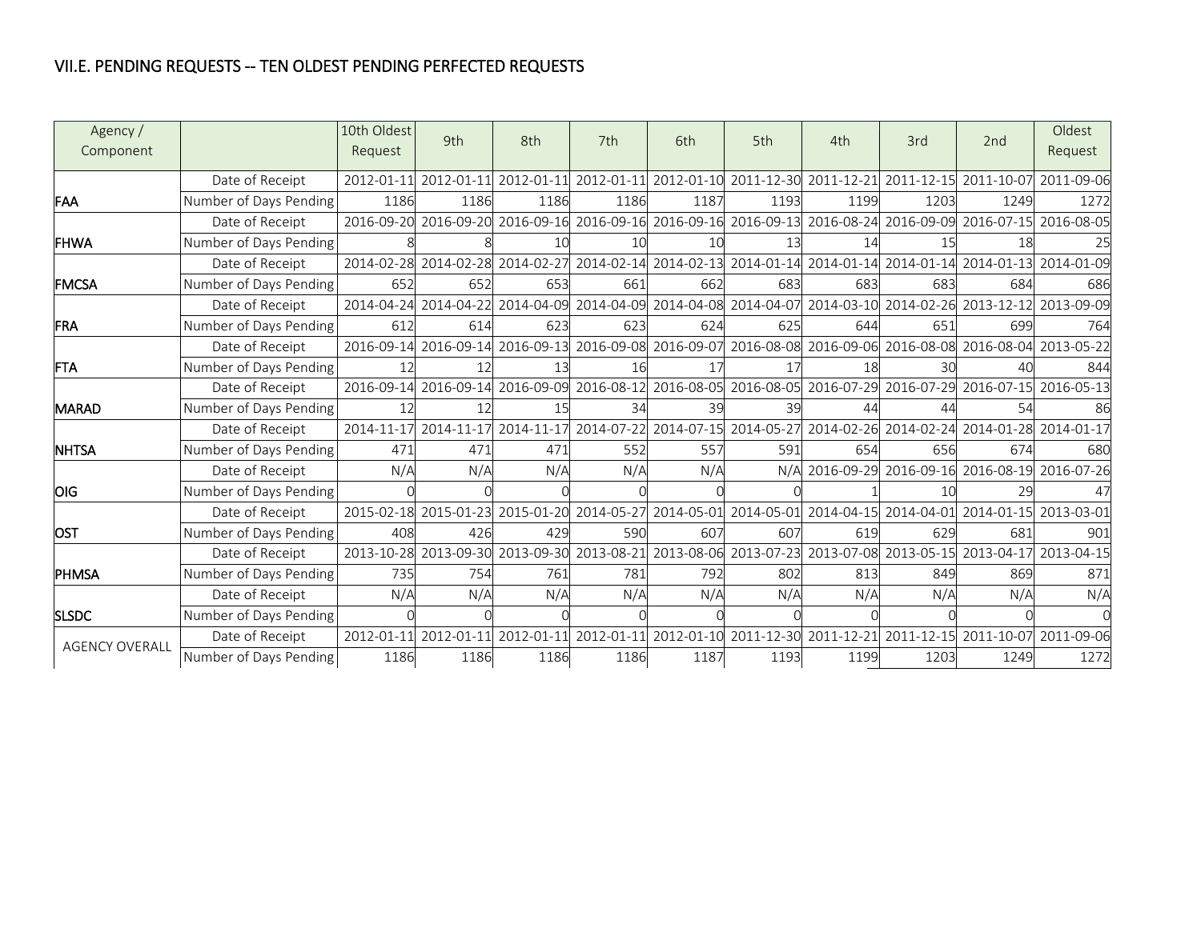## VII.E. PENDING REQUESTS -- TEN OLDEST PENDING PERFECTED REQUESTS

| Agency / Component | | 10th Oldest Request | 9th | 8th | 7th | 6th | 5th | 4th | 3rd | 2nd | Oldest Request |
|---|---|---|---|---|---|---|---|---|---|---|---|
| FAA | Date of Receipt | 2012-01-11 | 2012-01-11 | 2012-01-11 | 2012-01-11 | 2012-01-10 | 2011-12-30 | 2011-12-21 | 2011-12-15 | 2011-10-07 | 2011-09-06 |
| | Number of Days Pending | 1186 | 1186 | 1186 | 1186 | 1187 | 1193 | 1199 | 1203 | 1249 | 1272 |
| FHWA | Date of Receipt | 2016-09-20 | 2016-09-20 | 2016-09-16 | 2016-09-16 | 2016-09-16 | 2016-09-13 | 2016-08-24 | 2016-09-09 | 2016-07-15 | 2016-08-05 |
| | Number of Days Pending | 8 | 8 | 10 | 10 | 10 | 13 | 14 | 15 | 18 | 25 |
| FMCSA | Date of Receipt | 2014-02-28 | 2014-02-28 | 2014-02-27 | 2014-02-14 | 2014-02-13 | 2014-01-14 | 2014-01-14 | 2014-01-14 | 2014-01-13 | 2014-01-09 |
| | Number of Days Pending | 652 | 652 | 653 | 661 | 662 | 683 | 683 | 683 | 684 | 686 |
| FRA | Date of Receipt | 2014-04-24 | 2014-04-22 | 2014-04-09 | 2014-04-09 | 2014-04-08 | 2014-04-07 | 2014-03-10 | 2014-02-26 | 2013-12-12 | 2013-09-09 |
| | Number of Days Pending | 612 | 614 | 623 | 623 | 624 | 625 | 644 | 651 | 699 | 764 |
| FTA | Date of Receipt | 2016-09-14 | 2016-09-14 | 2016-09-13 | 2016-09-08 | 2016-09-07 | 2016-08-08 | 2016-09-06 | 2016-08-08 | 2016-08-04 | 2013-05-22 |
| | Number of Days Pending | 12 | 12 | 13 | 16 | 17 | 17 | 18 | 30 | 40 | 844 |
| MARAD | Date of Receipt | 2016-09-14 | 2016-09-14 | 2016-09-09 | 2016-08-12 | 2016-08-05 | 2016-08-05 | 2016-07-29 | 2016-07-29 | 2016-07-15 | 2016-05-13 |
| | Number of Days Pending | 12 | 12 | 15 | 34 | 39 | 39 | 44 | 44 | 54 | 86 |
| NHTSA | Date of Receipt | 2014-11-17 | 2014-11-17 | 2014-11-17 | 2014-07-22 | 2014-07-15 | 2014-05-27 | 2014-02-26 | 2014-02-24 | 2014-01-28 | 2014-01-17 |
| | Number of Days Pending | 471 | 471 | 471 | 552 | 557 | 591 | 654 | 656 | 674 | 680 |
| OIG | Date of Receipt | N/A | N/A | N/A | N/A | N/A | N/A | 2016-09-29 | 2016-09-16 | 2016-08-19 | 2016-07-26 |
| | Number of Days Pending | 0 | 0 | 0 | 0 | 0 | 0 | 1 | 10 | 29 | 47 |
| OST | Date of Receipt | 2015-02-18 | 2015-01-23 | 2015-01-20 | 2014-05-27 | 2014-05-01 | 2014-05-01 | 2014-04-15 | 2014-04-01 | 2014-01-15 | 2013-03-01 |
| | Number of Days Pending | 408 | 426 | 429 | 590 | 607 | 607 | 619 | 629 | 681 | 901 |
| PHMSA | Date of Receipt | 2013-10-28 | 2013-09-30 | 2013-09-30 | 2013-08-21 | 2013-08-06 | 2013-07-23 | 2013-07-08 | 2013-05-15 | 2013-04-17 | 2013-04-15 |
| | Number of Days Pending | 735 | 754 | 761 | 781 | 792 | 802 | 813 | 849 | 869 | 871 |
| SLSDC | Date of Receipt | N/A | N/A | N/A | N/A | N/A | N/A | N/A | N/A | N/A | N/A |
| | Number of Days Pending | 0 | 0 | 0 | 0 | 0 | 0 | 0 | 0 | 0 | 0 |
| AGENCY OVERALL | Date of Receipt | 2012-01-11 | 2012-01-11 | 2012-01-11 | 2012-01-11 | 2012-01-10 | 2011-12-30 | 2011-12-21 | 2011-12-15 | 2011-10-07 | 2011-09-06 |
| | Number of Days Pending | 1186 | 1186 | 1186 | 1186 | 1187 | 1193 | 1199 | 1203 | 1249 | 1272 |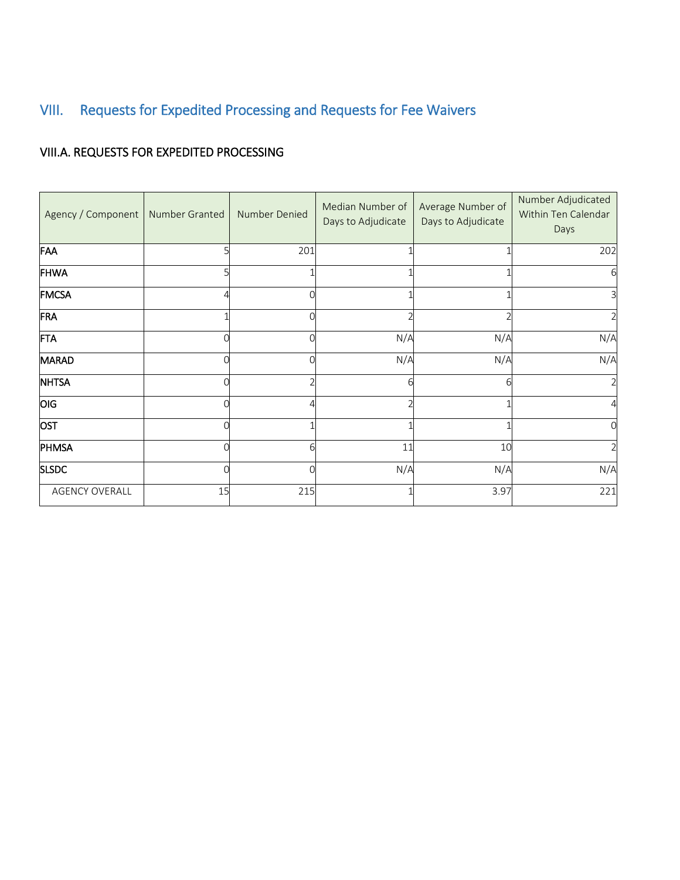## VIII. Requests for Expedited Processing and Requests for Fee Waivers

### VIII.A. REQUESTS FOR EXPEDITED PROCESSING

| Agency / Component | Number Granted | Number Denied | Median Number of Days to Adjudicate | Average Number of Days to Adjudicate | Number Adjudicated Within Ten Calendar Days |
|---|---|---|---|---|---|
| **FAA** | 5 | 201 | 1 | 1 | 202 |
| **FHWA** | 5 | 1 | 1 | 1 | 6 |
| **FMCSA** | 4 | 0 | 1 | 1 | 3 |
| **FRA** | 1 | 0 | 2 | 2 | 2 |
| **FTA** | 0 | 0 | N/A | N/A | N/A |
| **MARAD** | 0 | 0 | N/A | N/A | N/A |
| **NHTSA** | 0 | 2 | 6 | 6 | 2 |
| **OIG** | 0 | 4 | 2 | 1 | 4 |
| **OST** | 0 | 1 | 1 | 1 | 0 |
| **PHMSA** | 0 | 6 | 11 | 10 | 2 |
| **SLSDC** | 0 | 0 | N/A | N/A | N/A |
| AGENCY OVERALL | 15 | 215 | 1 | 3.97 | 221 |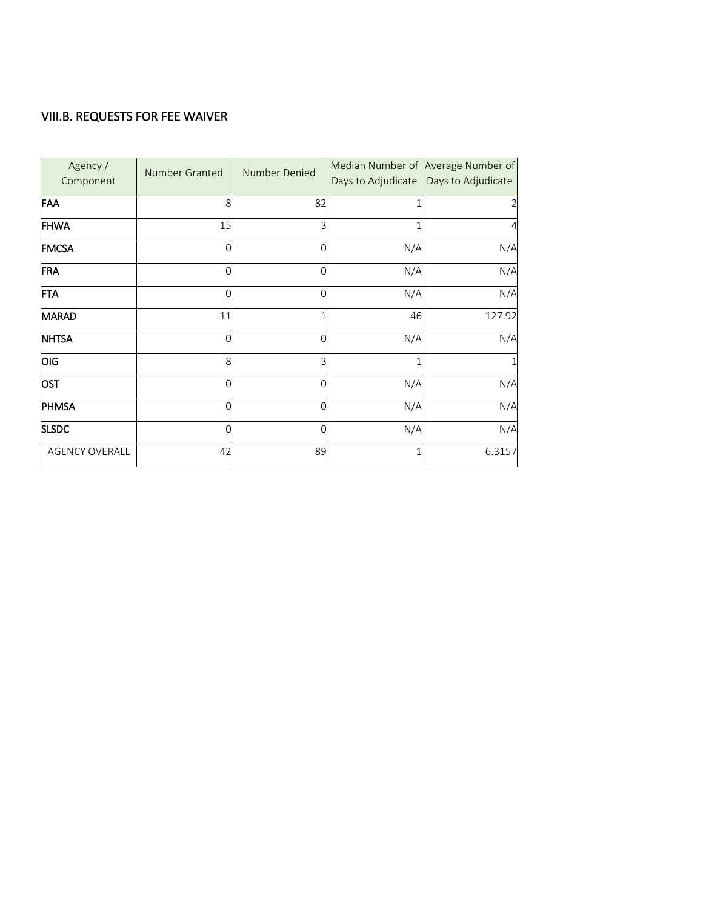## VIII.B. REQUESTS FOR FEE WAIVER

| Agency / Component | Number Granted | Number Denied | Median Number of Days to Adjudicate | Average Number of Days to Adjudicate |
|---|---|---|---|---|
| **FAA** | 8 | 82 | 1 | 2 |
| **FHWA** | 15 | 3 | 1 | 4 |
| **FMCSA** | 0 | 0 | N/A | N/A |
| **FRA** | 0 | 0 | N/A | N/A |
| **FTA** | 0 | 0 | N/A | N/A |
| **MARAD** | 11 | 1 | 46 | 127.92 |
| **NHTSA** | 0 | 0 | N/A | N/A |
| **OIG** | 8 | 3 | 1 | 1 |
| **OST** | 0 | 0 | N/A | N/A |
| **PHMSA** | 0 | 0 | N/A | N/A |
| **SLSDC** | 0 | 0 | N/A | N/A |
| AGENCY OVERALL | 42 | 89 | 1 | 6.3157 |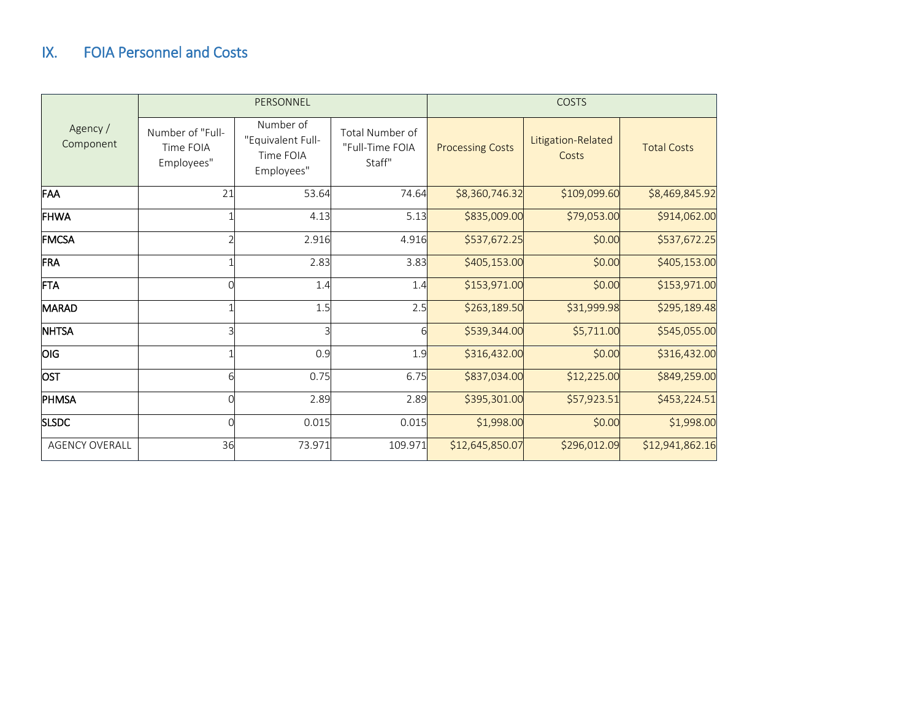## IX. FOIA Personnel and Costs

| Agency / Component | PERSONNEL | | | COSTS | | |
|---|---|---|---|---|---|---|
| | Number of "Full-Time FOIA Employees" | Number of "Equivalent Full-Time FOIA Employees" | Total Number of "Full-Time FOIA Staff" | Processing Costs | Litigation-Related Costs | Total Costs |
| **FAA** | 21 | 53.64 | 74.64 | $8,360,746.32 | $109,099.60 | $8,469,845.92 |
| **FHWA** | 1 | 4.13 | 5.13 | $835,009.00 | $79,053.00 | $914,062.00 |
| **FMCSA** | 2 | 2.916 | 4.916 | $537,672.25 | $0.00 | $537,672.25 |
| **FRA** | 1 | 2.83 | 3.83 | $405,153.00 | $0.00 | $405,153.00 |
| **FTA** | 0 | 1.4 | 1.4 | $153,971.00 | $0.00 | $153,971.00 |
| **MARAD** | 1 | 1.5 | 2.5 | $263,189.50 | $31,999.98 | $295,189.48 |
| **NHTSA** | 3 | 3 | 6 | $539,344.00 | $5,711.00 | $545,055.00 |
| **OIG** | 1 | 0.9 | 1.9 | $316,432.00 | $0.00 | $316,432.00 |
| **OST** | 6 | 0.75 | 6.75 | $837,034.00 | $12,225.00 | $849,259.00 |
| **PHMSA** | 0 | 2.89 | 2.89 | $395,301.00 | $57,923.51 | $453,224.51 |
| **SLSDC** | 0 | 0.015 | 0.015 | $1,998.00 | $0.00 | $1,998.00 |
| AGENCY OVERALL | 36 | 73.971 | 109.971 | $12,645,850.07 | $296,012.09 | $12,941,862.16 |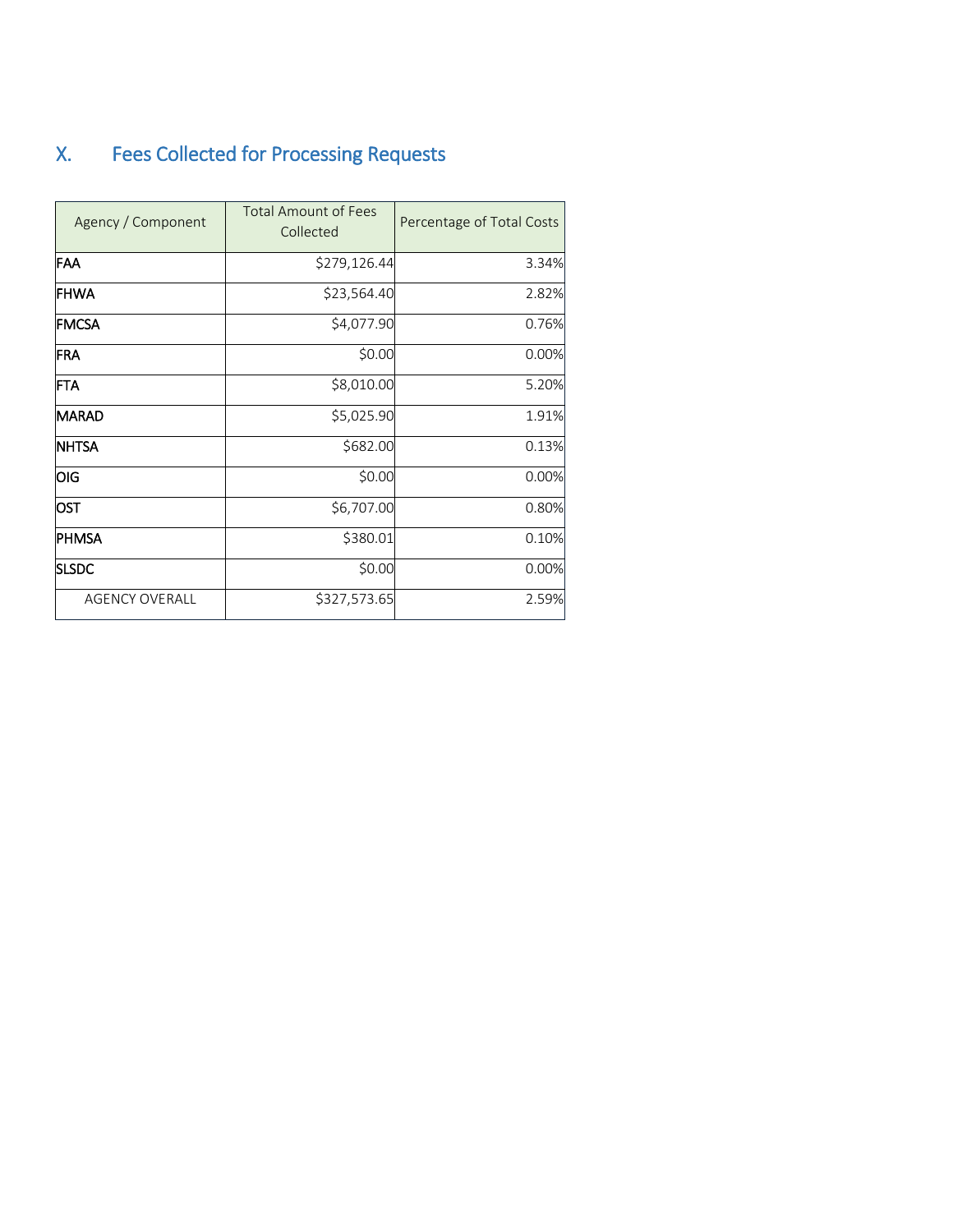## X. Fees Collected for Processing Requests

| Agency / Component | Total Amount of Fees Collected | Percentage of Total Costs |
|---|---|---|
| FAA | $279,126.44 | 3.34% |
| FHWA | $23,564.40 | 2.82% |
| FMCSA | $4,077.90 | 0.76% |
| FRA | $0.00 | 0.00% |
| FTA | $8,010.00 | 5.20% |
| MARAD | $5,025.90 | 1.91% |
| NHTSA | $682.00 | 0.13% |
| OIG | $0.00 | 0.00% |
| OST | $6,707.00 | 0.80% |
| PHMSA | $380.01 | 0.10% |
| SLSDC | $0.00 | 0.00% |
| AGENCY OVERALL | $327,573.65 | 2.59% |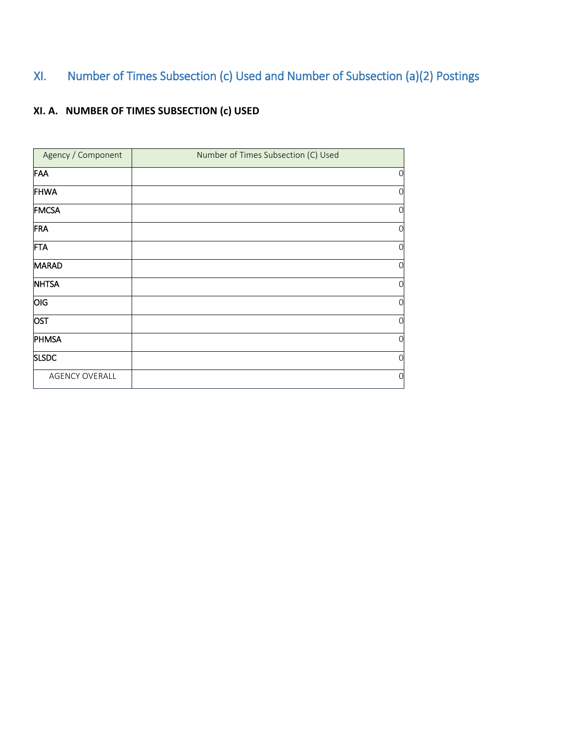# XI. Number of Times Subsection (c) Used and Number of Subsection (a)(2) Postings

## XI. A. NUMBER OF TIMES SUBSECTION (c) USED

| Agency / Component | Number of Times Subsection (C) Used |
|---|---|
| FAA | 0 |
| FHWA | 0 |
| FMCSA | 0 |
| FRA | 0 |
| FTA | 0 |
| MARAD | 0 |
| NHTSA | 0 |
| OIG | 0 |
| OST | 0 |
| PHMSA | 0 |
| SLSDC | 0 |
| AGENCY OVERALL | 0 |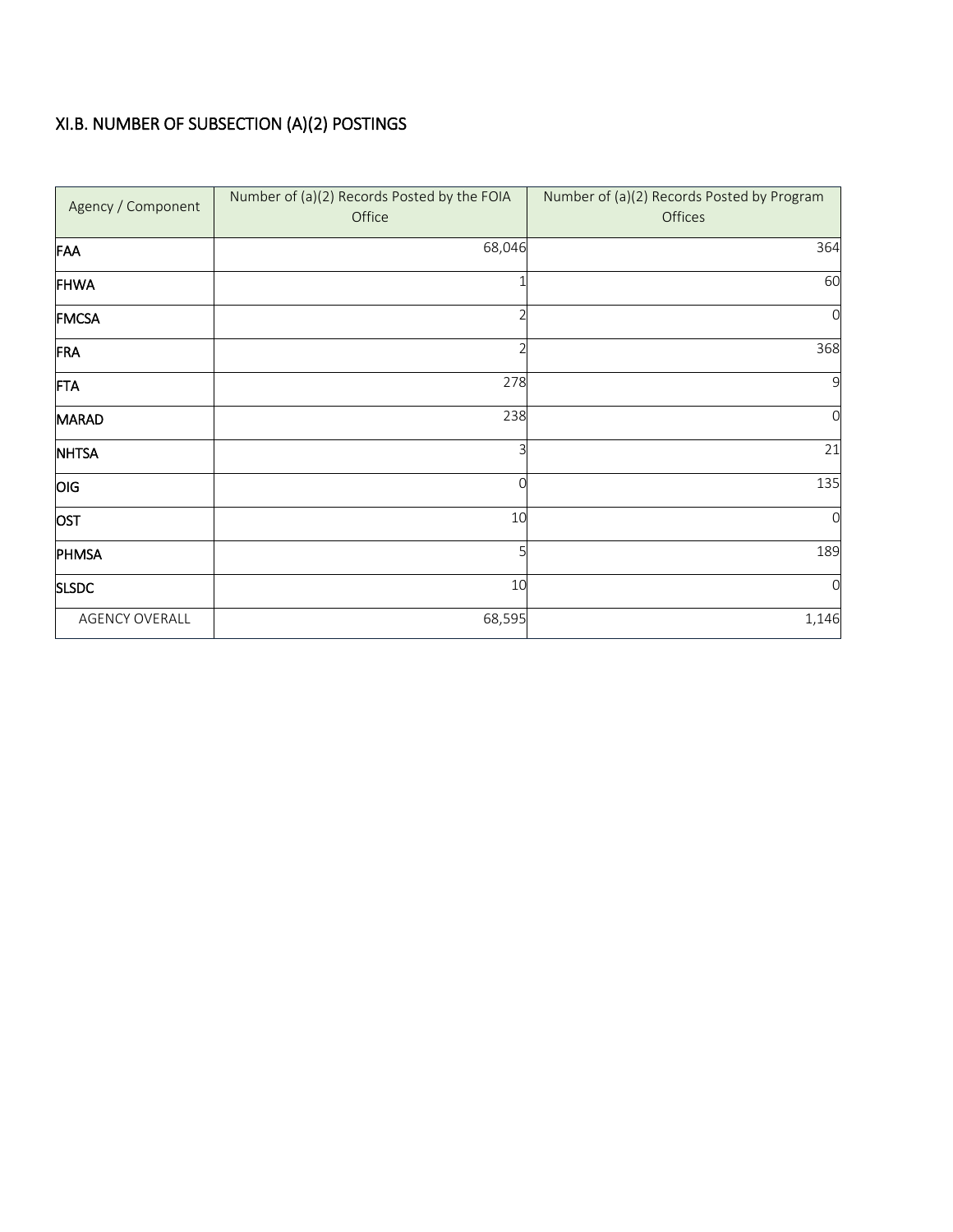## XI.B. NUMBER OF SUBSECTION (A)(2) POSTINGS

| Agency / Component | Number of (a)(2) Records Posted by the FOIA Office | Number of (a)(2) Records Posted by Program Offices |
|---|---|---|
| FAA | 68,046 | 364 |
| FHWA | 1 | 60 |
| FMCSA | 2 | 0 |
| FRA | 2 | 368 |
| FTA | 278 | 9 |
| MARAD | 238 | 0 |
| NHTSA | 3 | 21 |
| OIG | 0 | 135 |
| OST | 10 | 0 |
| PHMSA | 5 | 189 |
| SLSDC | 10 | 0 |
| AGENCY OVERALL | 68,595 | 1,146 |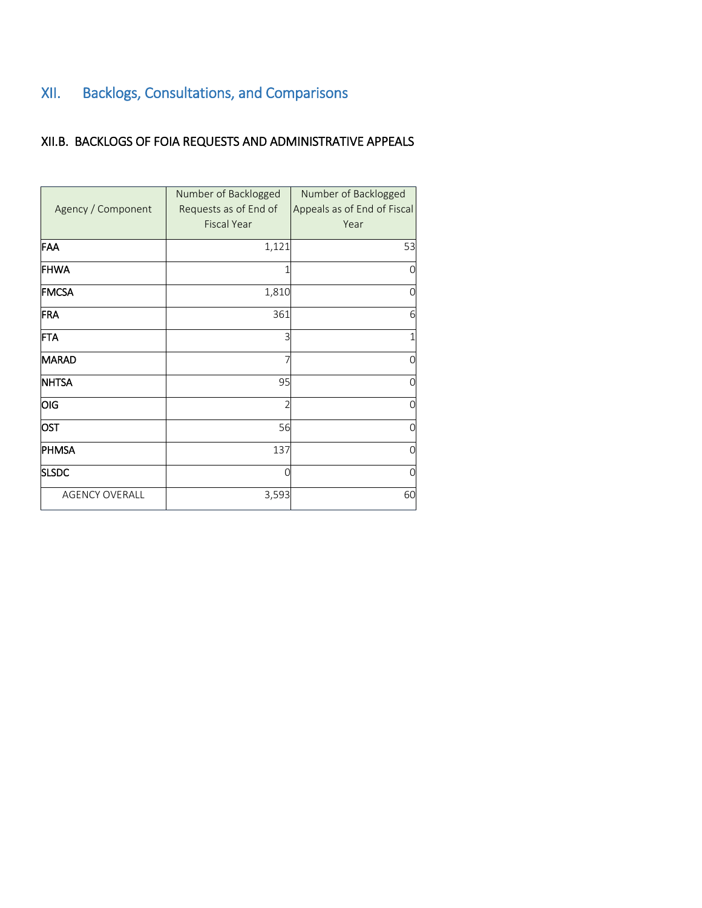# XII. Backlogs, Consultations, and Comparisons

## XII.B. BACKLOGS OF FOIA REQUESTS AND ADMINISTRATIVE APPEALS

| Agency / Component | Number of Backlogged Requests as of End of Fiscal Year | Number of Backlogged Appeals as of End of Fiscal Year |
|---|---|---|
| FAA | 1,121 | 53 |
| FHWA | 1 | 0 |
| FMCSA | 1,810 | 0 |
| FRA | 361 | 6 |
| FTA | 3 | 1 |
| MARAD | 7 | 0 |
| NHTSA | 95 | 0 |
| OIG | 2 | 0 |
| OST | 56 | 0 |
| PHMSA | 137 | 0 |
| SLSDC | 0 | 0 |
| AGENCY OVERALL | 3,593 | 60 |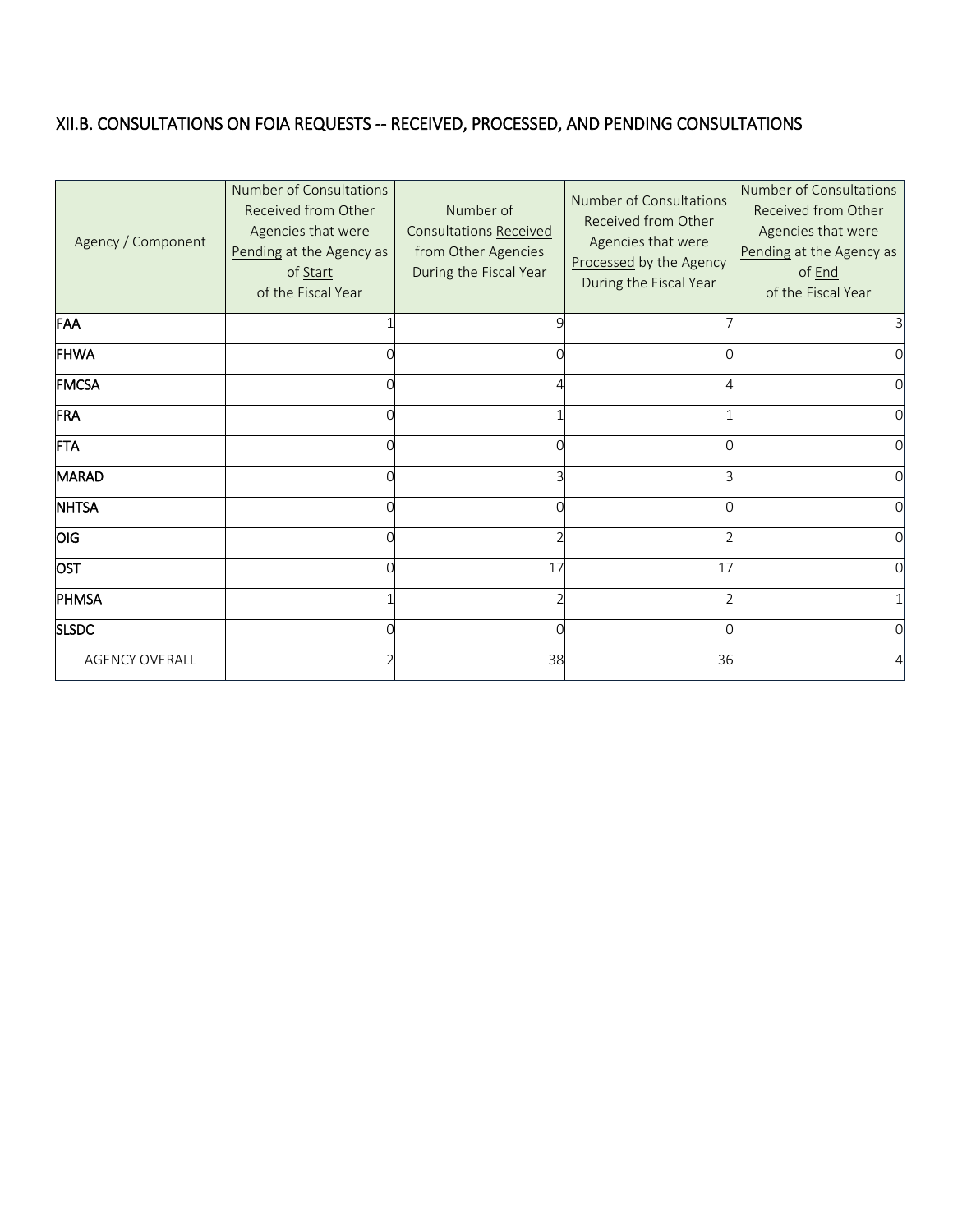## XII.B. CONSULTATIONS ON FOIA REQUESTS -- RECEIVED, PROCESSED, AND PENDING CONSULTATIONS

| Agency / Component | Number of Consultations Received from Other Agencies that were Pending at the Agency as of Start of the Fiscal Year | Number of Consultations Received from Other Agencies During the Fiscal Year | Number of Consultations Received from Other Agencies that were Processed by the Agency During the Fiscal Year | Number of Consultations Received from Other Agencies that were Pending at the Agency as of End of the Fiscal Year |
|---|---|---|---|---|
| **FAA** | 1 | 9 | 7 | 3 |
| **FHWA** | 0 | 0 | 0 | 0 |
| **FMCSA** | 0 | 4 | 4 | 0 |
| **FRA** | 0 | 1 | 1 | 0 |
| **FTA** | 0 | 0 | 0 | 0 |
| **MARAD** | 0 | 3 | 3 | 0 |
| **NHTSA** | 0 | 0 | 0 | 0 |
| **OIG** | 0 | 2 | 2 | 0 |
| **OST** | 0 | 17 | 17 | 0 |
| **PHMSA** | 1 | 2 | 2 | 1 |
| **SLSDC** | 0 | 0 | 0 | 0 |
| AGENCY OVERALL | 2 | 38 | 36 | 4 |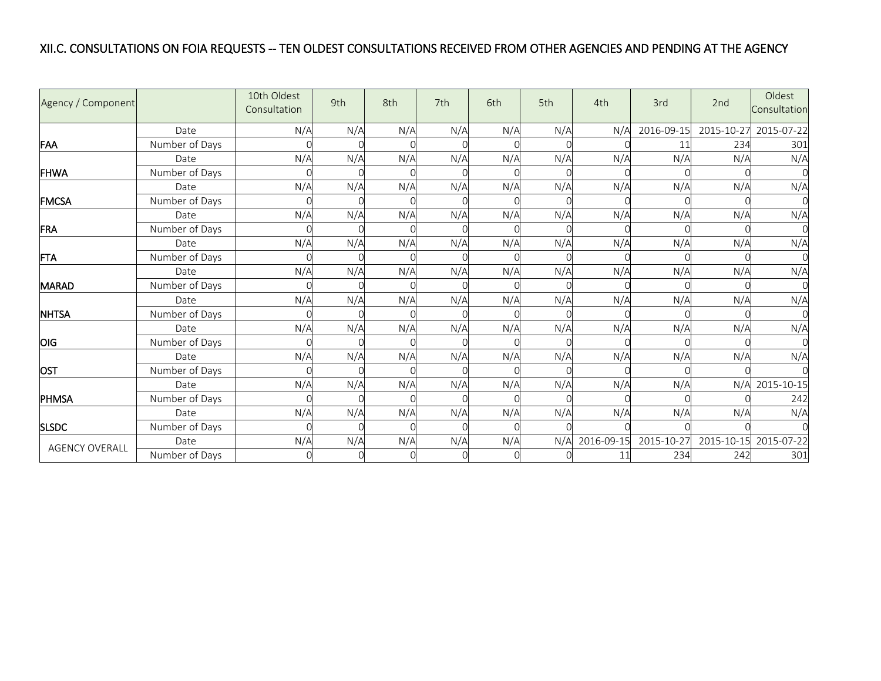## XII.C. CONSULTATIONS ON FOIA REQUESTS -- TEN OLDEST CONSULTATIONS RECEIVED FROM OTHER AGENCIES AND PENDING AT THE AGENCY

| Agency / Component | | 10th Oldest Consultation | 9th | 8th | 7th | 6th | 5th | 4th | 3rd | 2nd | Oldest Consultation |
|---|---|---|---|---|---|---|---|---|---|---|---|
| FAA | Date | N/A | N/A | N/A | N/A | N/A | N/A | N/A | 2016-09-15 | 2015-10-27 | 2015-07-22 |
| | Number of Days | 0 | 0 | 0 | 0 | 0 | 0 | 0 | 11 | 234 | 301 |
| FHWA | Date | N/A | N/A | N/A | N/A | N/A | N/A | N/A | N/A | N/A | N/A |
| | Number of Days | 0 | 0 | 0 | 0 | 0 | 0 | 0 | 0 | 0 | 0 |
| FMCSA | Date | N/A | N/A | N/A | N/A | N/A | N/A | N/A | N/A | N/A | N/A |
| | Number of Days | 0 | 0 | 0 | 0 | 0 | 0 | 0 | 0 | 0 | 0 |
| FRA | Date | N/A | N/A | N/A | N/A | N/A | N/A | N/A | N/A | N/A | N/A |
| | Number of Days | 0 | 0 | 0 | 0 | 0 | 0 | 0 | 0 | 0 | 0 |
| FTA | Date | N/A | N/A | N/A | N/A | N/A | N/A | N/A | N/A | N/A | N/A |
| | Number of Days | 0 | 0 | 0 | 0 | 0 | 0 | 0 | 0 | 0 | 0 |
| MARAD | Date | N/A | N/A | N/A | N/A | N/A | N/A | N/A | N/A | N/A | N/A |
| | Number of Days | 0 | 0 | 0 | 0 | 0 | 0 | 0 | 0 | 0 | 0 |
| NHTSA | Date | N/A | N/A | N/A | N/A | N/A | N/A | N/A | N/A | N/A | N/A |
| | Number of Days | 0 | 0 | 0 | 0 | 0 | 0 | 0 | 0 | 0 | 0 |
| OIG | Date | N/A | N/A | N/A | N/A | N/A | N/A | N/A | N/A | N/A | N/A |
| | Number of Days | 0 | 0 | 0 | 0 | 0 | 0 | 0 | 0 | 0 | 0 |
| OST | Date | N/A | N/A | N/A | N/A | N/A | N/A | N/A | N/A | N/A | N/A |
| | Number of Days | 0 | 0 | 0 | 0 | 0 | 0 | 0 | 0 | 0 | 0 |
| PHMSA | Date | N/A | N/A | N/A | N/A | N/A | N/A | N/A | N/A | N/A | 2015-10-15 |
| | Number of Days | 0 | 0 | 0 | 0 | 0 | 0 | 0 | 0 | 0 | 242 |
| SLSDC | Date | N/A | N/A | N/A | N/A | N/A | N/A | N/A | N/A | N/A | N/A |
| | Number of Days | 0 | 0 | 0 | 0 | 0 | 0 | 0 | 0 | 0 | 0 |
| AGENCY OVERALL | Date | N/A | N/A | N/A | N/A | N/A | N/A | 2016-09-15 | 2015-10-27 | 2015-10-15 | 2015-07-22 |
| | Number of Days | 0 | 0 | 0 | 0 | 0 | 0 | 11 | 234 | 242 | 301 |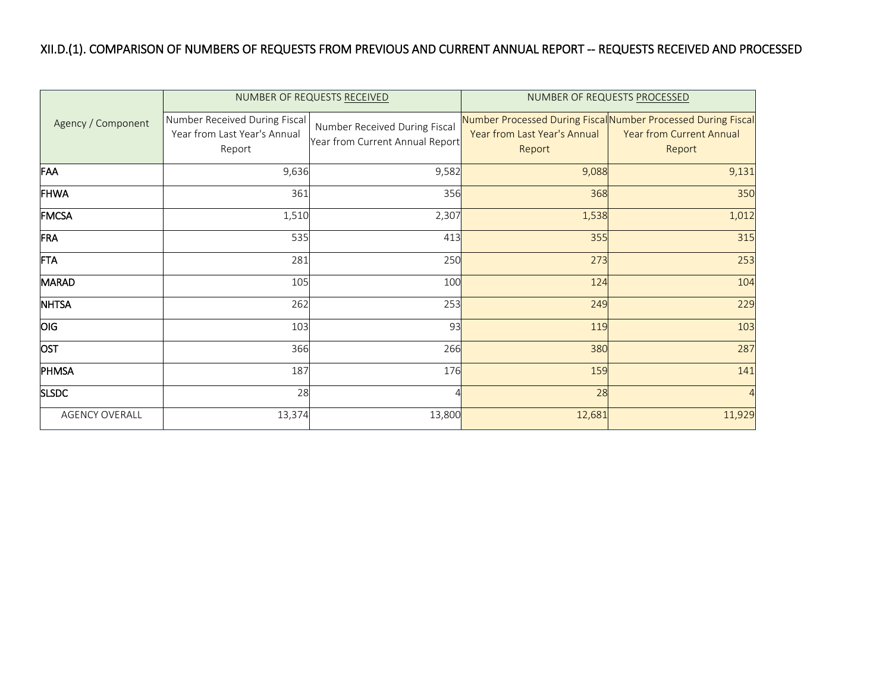## XII.D.(1). COMPARISON OF NUMBERS OF REQUESTS FROM PREVIOUS AND CURRENT ANNUAL REPORT -- REQUESTS RECEIVED AND PROCESSED

| Agency / Component | NUMBER OF REQUESTS RECEIVED | | NUMBER OF REQUESTS PROCESSED | |
|---|---|---|---|---|
| | Number Received During Fiscal Year from Last Year's Annual Report | Number Received During Fiscal Year from Current Annual Report | Number Processed During Fiscal Year from Last Year's Annual Report | Number Processed During Fiscal Year from Current Annual Report |
| FAA | 9,636 | 9,582 | 9,088 | 9,131 |
| FHWA | 361 | 356 | 368 | 350 |
| FMCSA | 1,510 | 2,307 | 1,538 | 1,012 |
| FRA | 535 | 413 | 355 | 315 |
| FTA | 281 | 250 | 273 | 253 |
| MARAD | 105 | 100 | 124 | 104 |
| NHTSA | 262 | 253 | 249 | 229 |
| OIG | 103 | 93 | 119 | 103 |
| OST | 366 | 266 | 380 | 287 |
| PHMSA | 187 | 176 | 159 | 141 |
| SLSDC | 28 | 4 | 28 | 4 |
| AGENCY OVERALL | 13,374 | 13,800 | 12,681 | 11,929 |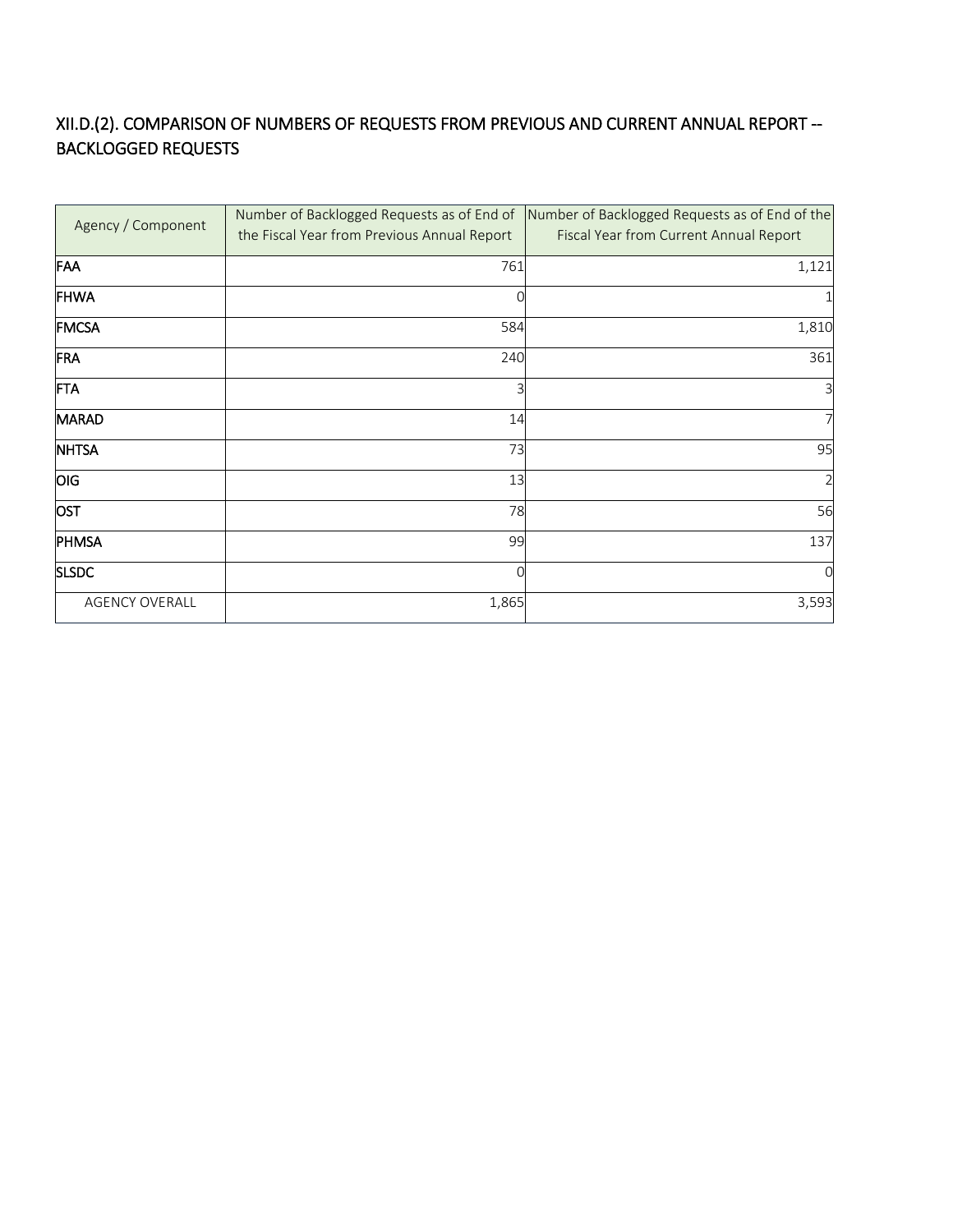## XII.D.(2). COMPARISON OF NUMBERS OF REQUESTS FROM PREVIOUS AND CURRENT ANNUAL REPORT -- BACKLOGGED REQUESTS

| Agency / Component | Number of Backlogged Requests as of End of the Fiscal Year from Previous Annual Report | Number of Backlogged Requests as of End of the Fiscal Year from Current Annual Report |
|---|---|---|
| **FAA** | 761 | 1,121 |
| **FHWA** | 0 | 1 |
| **FMCSA** | 584 | 1,810 |
| **FRA** | 240 | 361 |
| **FTA** | 3 | 3 |
| **MARAD** | 14 | 7 |
| **NHTSA** | 73 | 95 |
| **OIG** | 13 | 2 |
| **OST** | 78 | 56 |
| **PHMSA** | 99 | 137 |
| **SLSDC** | 0 | 0 |
| AGENCY OVERALL | 1,865 | 3,593 |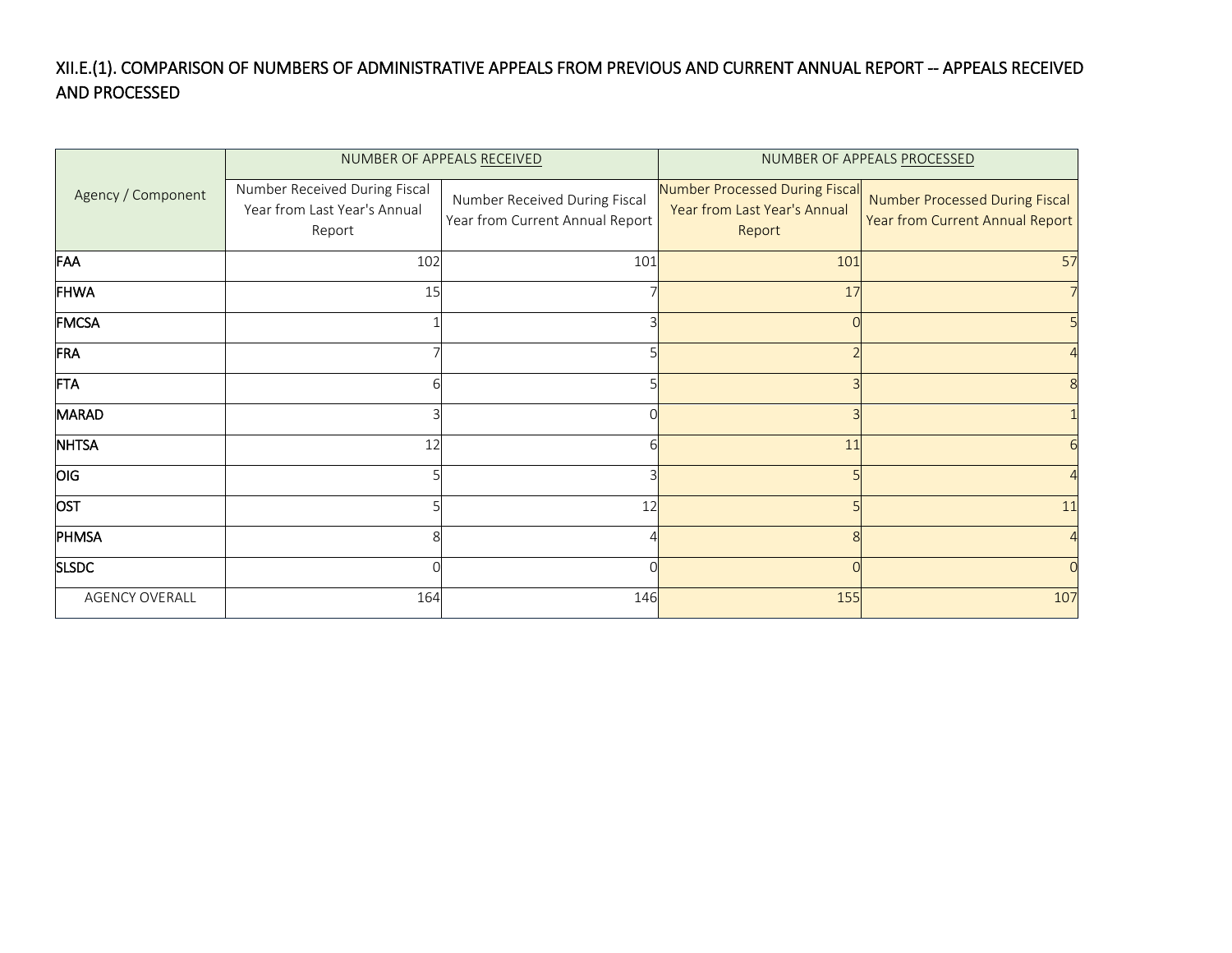## XII.E.(1). COMPARISON OF NUMBERS OF ADMINISTRATIVE APPEALS FROM PREVIOUS AND CURRENT ANNUAL REPORT -- APPEALS RECEIVED AND PROCESSED

| Agency / Component | NUMBER OF APPEALS RECEIVED | | NUMBER OF APPEALS PROCESSED | |
|---|---|---|---|---|
| | Number Received During Fiscal Year from Last Year's Annual Report | Number Received During Fiscal Year from Current Annual Report | Number Processed During Fiscal Year from Last Year's Annual Report | Number Processed During Fiscal Year from Current Annual Report |
| **FAA** | 102 | 101 | 101 | 57 |
| **FHWA** | 15 | 7 | 17 | 7 |
| **FMCSA** | 1 | 3 | 0 | 5 |
| **FRA** | 7 | 5 | 2 | 4 |
| **FTA** | 6 | 5 | 3 | 8 |
| **MARAD** | 3 | 0 | 3 | 1 |
| **NHTSA** | 12 | 6 | 11 | 6 |
| **OIG** | 5 | 3 | 5 | 4 |
| **OST** | 5 | 12 | 5 | 11 |
| **PHMSA** | 8 | 4 | 8 | 4 |
| **SLSDC** | 0 | 0 | 0 | 0 |
| AGENCY OVERALL | 164 | 146 | 155 | 107 |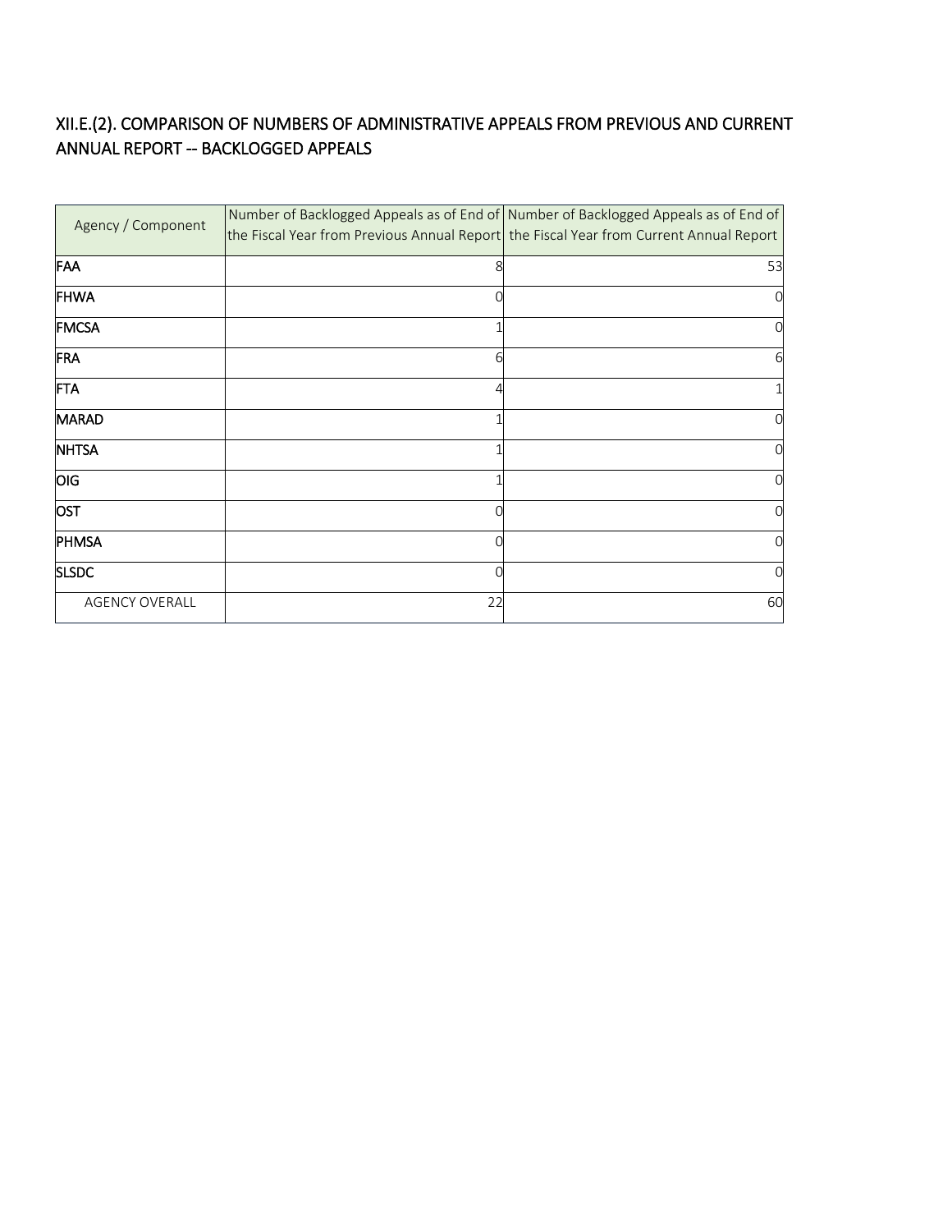## XII.E.(2). COMPARISON OF NUMBERS OF ADMINISTRATIVE APPEALS FROM PREVIOUS AND CURRENT ANNUAL REPORT -- BACKLOGGED APPEALS

| Agency / Component | Number of Backlogged Appeals as of End of the Fiscal Year from Previous Annual Report | Number of Backlogged Appeals as of End of the Fiscal Year from Current Annual Report |
|---|---|---|
| FAA | 8 | 53 |
| FHWA | 0 | 0 |
| FMCSA | 1 | 0 |
| FRA | 6 | 6 |
| FTA | 4 | 1 |
| MARAD | 1 | 0 |
| NHTSA | 1 | 0 |
| OIG | 1 | 0 |
| OST | 0 | 0 |
| PHMSA | 0 | 0 |
| SLSDC | 0 | 0 |
| AGENCY OVERALL | 22 | 60 |